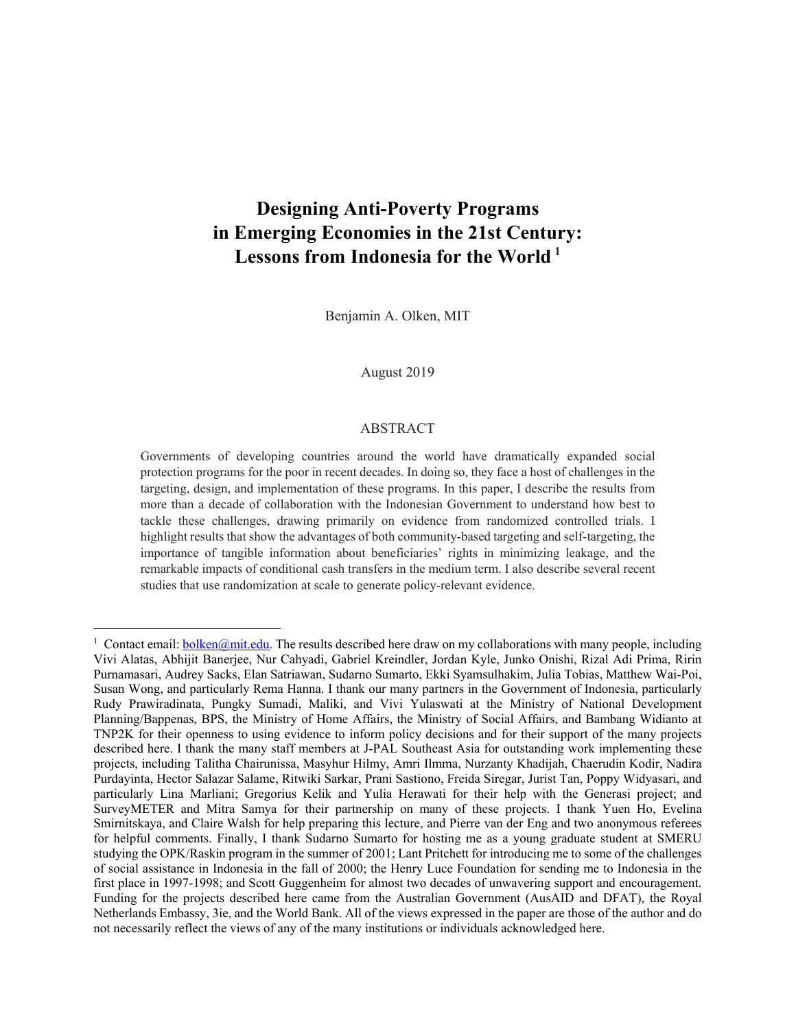# Designing Anti-Poverty Programs in Emerging Economies in the 21st Century: Lessons from Indonesia for the World [1]

Benjamin A. Olken, MIT

August 2019

## ABSTRACT

Governments of developing countries around the world have dramatically expanded social protection programs for the poor in recent decades. In doing so, they face a host of challenges in the targeting, design, and implementation of these programs. In this paper, I describe the results from more than a decade of collaboration with the Indonesian Government to understand how best to tackle these challenges, drawing primarily on evidence from randomized controlled trials. I highlight results that show the advantages of both community-based targeting and self-targeting, the importance of tangible information about beneficiaries' rights in minimizing leakage, and the remarkable impacts of conditional cash transfers in the medium term. I also describe several recent studies that use randomization at scale to generate policy-relevant evidence.

---

[1] Contact email: bolken@mit.edu. The results described here draw on my collaborations with many people, including Vivi Alatas, Abhijit Banerjee, Nur Cahyadi, Gabriel Kreindler, Jordan Kyle, Junko Onishi, Rizal Adi Prima, Ririn Purnamasari, Audrey Sacks, Elan Satriawan, Sudarno Sumarto, Ekki Syamsulhakim, Julia Tobias, Matthew Wai-Poi, Susan Wong, and particularly Rema Hanna. I thank our many partners in the Government of Indonesia, particularly Rudy Prawiradinata, Pungky Sumadi, Maliki, and Vivi Yulaswati at the Ministry of National Development Planning/Bappenas, BPS, the Ministry of Home Affairs, the Ministry of Social Affairs, and Bambang Widianto at TNP2K for their openness to using evidence to inform policy decisions and for their support of the many projects described here. I thank the many staff members at J-PAL Southeast Asia for outstanding work implementing these projects, including Talitha Chairunissa, Masyhur Hilmy, Amri Ilmma, Nurzanty Khadijah, Chaerudin Kodir, Nadira Purdayinta, Hector Salazar Salame, Ritwiki Sarkar, Prani Sastiono, Freida Siregar, Jurist Tan, Poppy Widyasari, and particularly Lina Marliani; Gregorius Kelik and Yulia Herawati for their help with the Generasi project; and SurveyMETER and Mitra Samya for their partnership on many of these projects. I thank Yuen Ho, Evelina Smirnitskaya, and Claire Walsh for help preparing this lecture, and Pierre van der Eng and two anonymous referees for helpful comments. Finally, I thank Sudarno Sumarto for hosting me as a young graduate student at SMERU studying the OPK/Raskin program in the summer of 2001; Lant Pritchett for introducing me to some of the challenges of social assistance in Indonesia in the fall of 2000; the Henry Luce Foundation for sending me to Indonesia in the first place in 1997-1998; and Scott Guggenheim for almost two decades of unwavering support and encouragement. Funding for the projects described here came from the Australian Government (AusAID and DFAT), the Royal Netherlands Embassy, 3ie, and the World Bank. All of the views expressed in the paper are those of the author and do not necessarily reflect the views of any of the many institutions or individuals acknowledged here.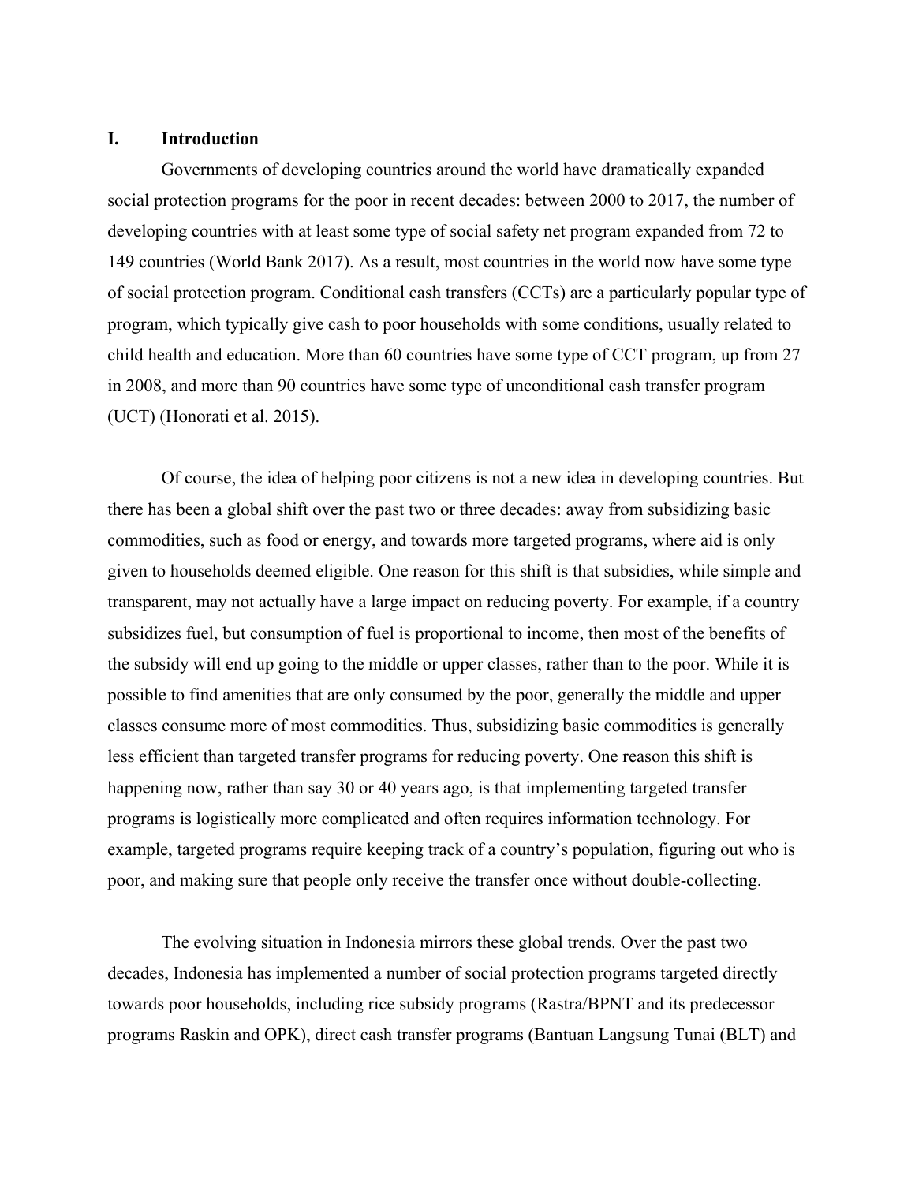## I. Introduction

Governments of developing countries around the world have dramatically expanded social protection programs for the poor in recent decades: between 2000 to 2017, the number of developing countries with at least some type of social safety net program expanded from 72 to 149 countries (World Bank 2017). As a result, most countries in the world now have some type of social protection program. Conditional cash transfers (CCTs) are a particularly popular type of program, which typically give cash to poor households with some conditions, usually related to child health and education. More than 60 countries have some type of CCT program, up from 27 in 2008, and more than 90 countries have some type of unconditional cash transfer program (UCT) (Honorati et al. 2015).

Of course, the idea of helping poor citizens is not a new idea in developing countries. But there has been a global shift over the past two or three decades: away from subsidizing basic commodities, such as food or energy, and towards more targeted programs, where aid is only given to households deemed eligible. One reason for this shift is that subsidies, while simple and transparent, may not actually have a large impact on reducing poverty. For example, if a country subsidizes fuel, but consumption of fuel is proportional to income, then most of the benefits of the subsidy will end up going to the middle or upper classes, rather than to the poor. While it is possible to find amenities that are only consumed by the poor, generally the middle and upper classes consume more of most commodities. Thus, subsidizing basic commodities is generally less efficient than targeted transfer programs for reducing poverty. One reason this shift is happening now, rather than say 30 or 40 years ago, is that implementing targeted transfer programs is logistically more complicated and often requires information technology. For example, targeted programs require keeping track of a country's population, figuring out who is poor, and making sure that people only receive the transfer once without double-collecting.

The evolving situation in Indonesia mirrors these global trends. Over the past two decades, Indonesia has implemented a number of social protection programs targeted directly towards poor households, including rice subsidy programs (Rastra/BPNT and its predecessor programs Raskin and OPK), direct cash transfer programs (Bantuan Langsung Tunai (BLT) and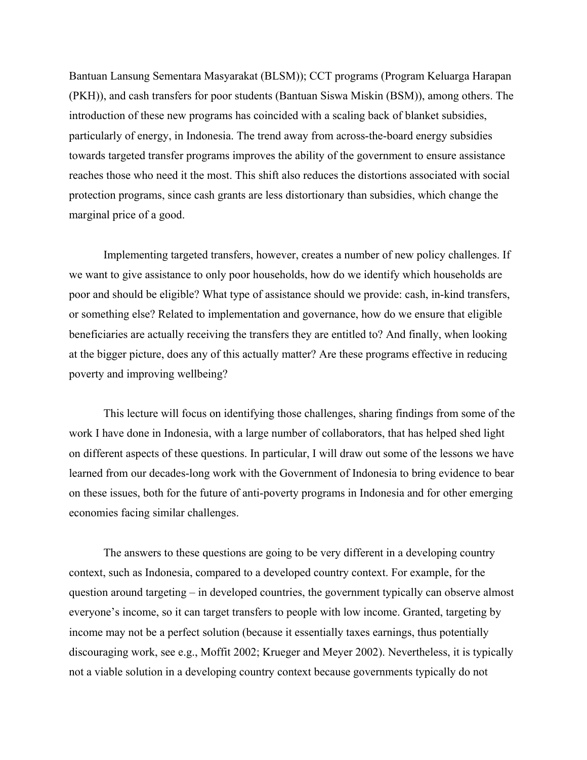Bantuan Lansung Sementara Masyarakat (BLSM)); CCT programs (Program Keluarga Harapan (PKH)), and cash transfers for poor students (Bantuan Siswa Miskin (BSM)), among others. The introduction of these new programs has coincided with a scaling back of blanket subsidies, particularly of energy, in Indonesia. The trend away from across-the-board energy subsidies towards targeted transfer programs improves the ability of the government to ensure assistance reaches those who need it the most. This shift also reduces the distortions associated with social protection programs, since cash grants are less distortionary than subsidies, which change the marginal price of a good.

Implementing targeted transfers, however, creates a number of new policy challenges. If we want to give assistance to only poor households, how do we identify which households are poor and should be eligible? What type of assistance should we provide: cash, in-kind transfers, or something else? Related to implementation and governance, how do we ensure that eligible beneficiaries are actually receiving the transfers they are entitled to? And finally, when looking at the bigger picture, does any of this actually matter? Are these programs effective in reducing poverty and improving wellbeing?

This lecture will focus on identifying those challenges, sharing findings from some of the work I have done in Indonesia, with a large number of collaborators, that has helped shed light on different aspects of these questions. In particular, I will draw out some of the lessons we have learned from our decades-long work with the Government of Indonesia to bring evidence to bear on these issues, both for the future of anti-poverty programs in Indonesia and for other emerging economies facing similar challenges.

The answers to these questions are going to be very different in a developing country context, such as Indonesia, compared to a developed country context. For example, for the question around targeting – in developed countries, the government typically can observe almost everyone's income, so it can target transfers to people with low income. Granted, targeting by income may not be a perfect solution (because it essentially taxes earnings, thus potentially discouraging work, see e.g., Moffit 2002; Krueger and Meyer 2002). Nevertheless, it is typically not a viable solution in a developing country context because governments typically do not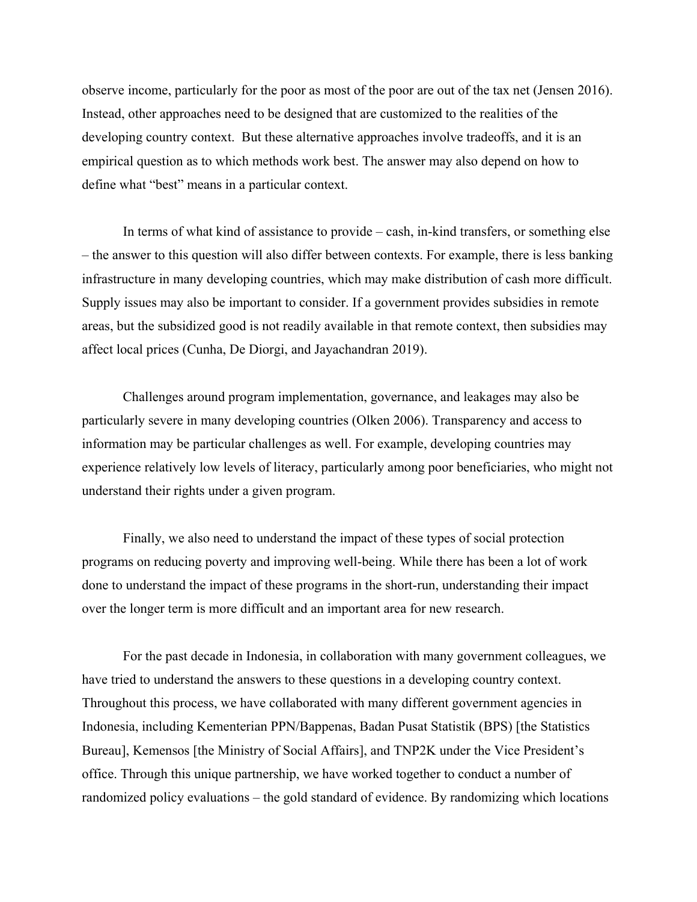observe income, particularly for the poor as most of the poor are out of the tax net (Jensen 2016). Instead, other approaches need to be designed that are customized to the realities of the developing country context. But these alternative approaches involve tradeoffs, and it is an empirical question as to which methods work best. The answer may also depend on how to define what "best" means in a particular context.

In terms of what kind of assistance to provide – cash, in-kind transfers, or something else – the answer to this question will also differ between contexts. For example, there is less banking infrastructure in many developing countries, which may make distribution of cash more difficult. Supply issues may also be important to consider. If a government provides subsidies in remote areas, but the subsidized good is not readily available in that remote context, then subsidies may affect local prices (Cunha, De Diorgi, and Jayachandran 2019).

Challenges around program implementation, governance, and leakages may also be particularly severe in many developing countries (Olken 2006). Transparency and access to information may be particular challenges as well. For example, developing countries may experience relatively low levels of literacy, particularly among poor beneficiaries, who might not understand their rights under a given program.

Finally, we also need to understand the impact of these types of social protection programs on reducing poverty and improving well-being. While there has been a lot of work done to understand the impact of these programs in the short-run, understanding their impact over the longer term is more difficult and an important area for new research.

For the past decade in Indonesia, in collaboration with many government colleagues, we have tried to understand the answers to these questions in a developing country context. Throughout this process, we have collaborated with many different government agencies in Indonesia, including Kementerian PPN/Bappenas, Badan Pusat Statistik (BPS) [the Statistics Bureau], Kemensos [the Ministry of Social Affairs], and TNP2K under the Vice President's office. Through this unique partnership, we have worked together to conduct a number of randomized policy evaluations – the gold standard of evidence. By randomizing which locations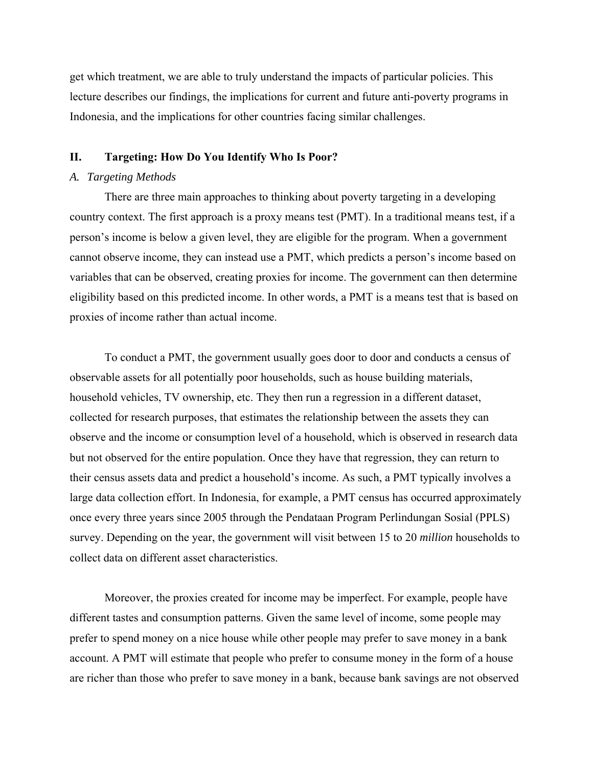get which treatment, we are able to truly understand the impacts of particular policies. This lecture describes our findings, the implications for current and future anti-poverty programs in Indonesia, and the implications for other countries facing similar challenges.

## II. Targeting: How Do You Identify Who Is Poor?

### *A. Targeting Methods*

There are three main approaches to thinking about poverty targeting in a developing country context. The first approach is a proxy means test (PMT). In a traditional means test, if a person's income is below a given level, they are eligible for the program. When a government cannot observe income, they can instead use a PMT, which predicts a person's income based on variables that can be observed, creating proxies for income. The government can then determine eligibility based on this predicted income. In other words, a PMT is a means test that is based on proxies of income rather than actual income.

To conduct a PMT, the government usually goes door to door and conducts a census of observable assets for all potentially poor households, such as house building materials, household vehicles, TV ownership, etc. They then run a regression in a different dataset, collected for research purposes, that estimates the relationship between the assets they can observe and the income or consumption level of a household, which is observed in research data but not observed for the entire population. Once they have that regression, they can return to their census assets data and predict a household's income. As such, a PMT typically involves a large data collection effort. In Indonesia, for example, a PMT census has occurred approximately once every three years since 2005 through the Pendataan Program Perlindungan Sosial (PPLS) survey. Depending on the year, the government will visit between 15 to 20 *million* households to collect data on different asset characteristics.

Moreover, the proxies created for income may be imperfect. For example, people have different tastes and consumption patterns. Given the same level of income, some people may prefer to spend money on a nice house while other people may prefer to save money in a bank account. A PMT will estimate that people who prefer to consume money in the form of a house are richer than those who prefer to save money in a bank, because bank savings are not observed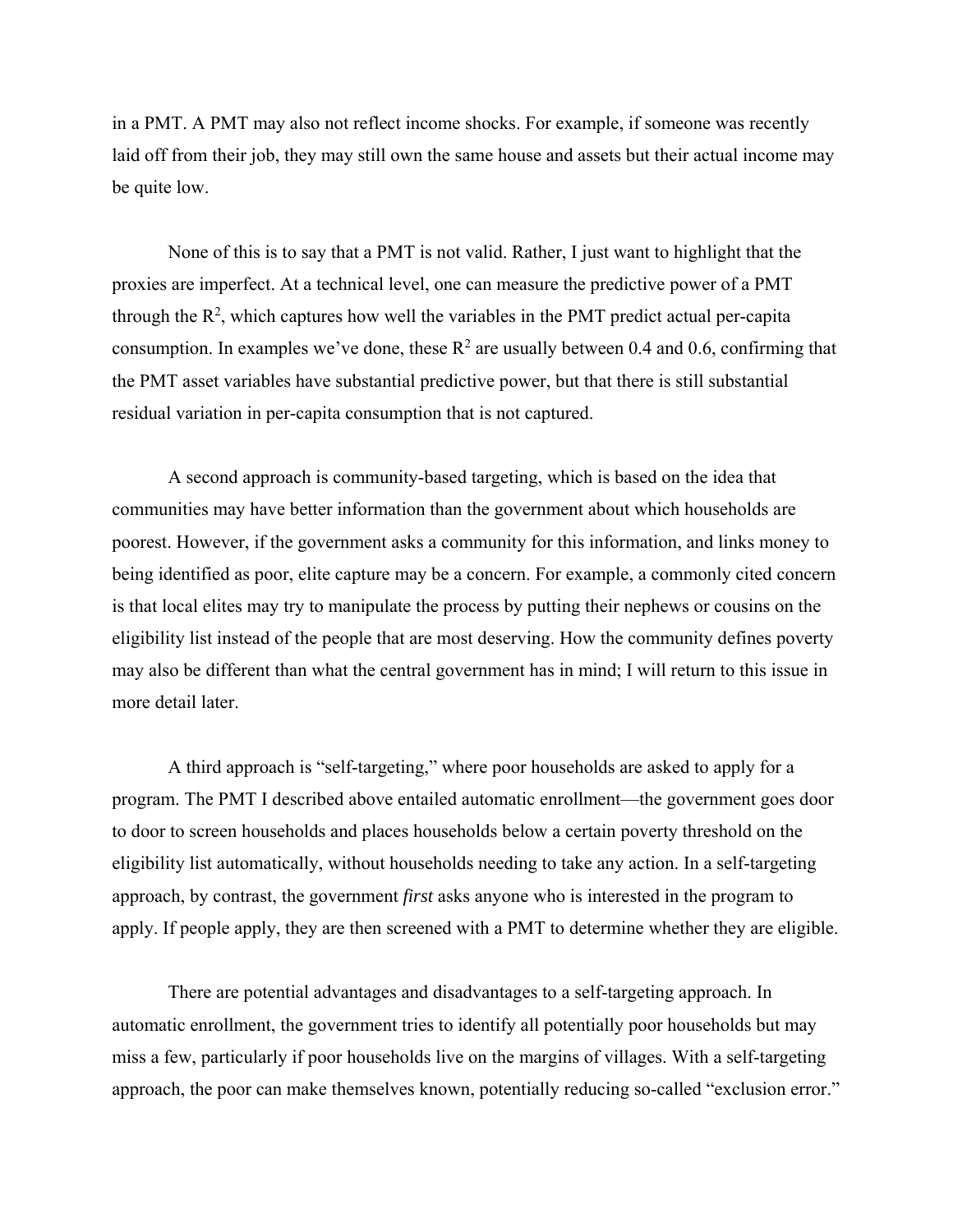in a PMT. A PMT may also not reflect income shocks. For example, if someone was recently laid off from their job, they may still own the same house and assets but their actual income may be quite low.

None of this is to say that a PMT is not valid. Rather, I just want to highlight that the proxies are imperfect. At a technical level, one can measure the predictive power of a PMT through the $R^2$, which captures how well the variables in the PMT predict actual per-capita consumption. In examples we've done, these $R^2$ are usually between 0.4 and 0.6, confirming that the PMT asset variables have substantial predictive power, but that there is still substantial residual variation in per-capita consumption that is not captured.

A second approach is community-based targeting, which is based on the idea that communities may have better information than the government about which households are poorest. However, if the government asks a community for this information, and links money to being identified as poor, elite capture may be a concern. For example, a commonly cited concern is that local elites may try to manipulate the process by putting their nephews or cousins on the eligibility list instead of the people that are most deserving. How the community defines poverty may also be different than what the central government has in mind; I will return to this issue in more detail later.

A third approach is "self-targeting," where poor households are asked to apply for a program. The PMT I described above entailed automatic enrollment—the government goes door to door to screen households and places households below a certain poverty threshold on the eligibility list automatically, without households needing to take any action. In a self-targeting approach, by contrast, the government *first* asks anyone who is interested in the program to apply. If people apply, they are then screened with a PMT to determine whether they are eligible.

There are potential advantages and disadvantages to a self-targeting approach. In automatic enrollment, the government tries to identify all potentially poor households but may miss a few, particularly if poor households live on the margins of villages. With a self-targeting approach, the poor can make themselves known, potentially reducing so-called "exclusion error."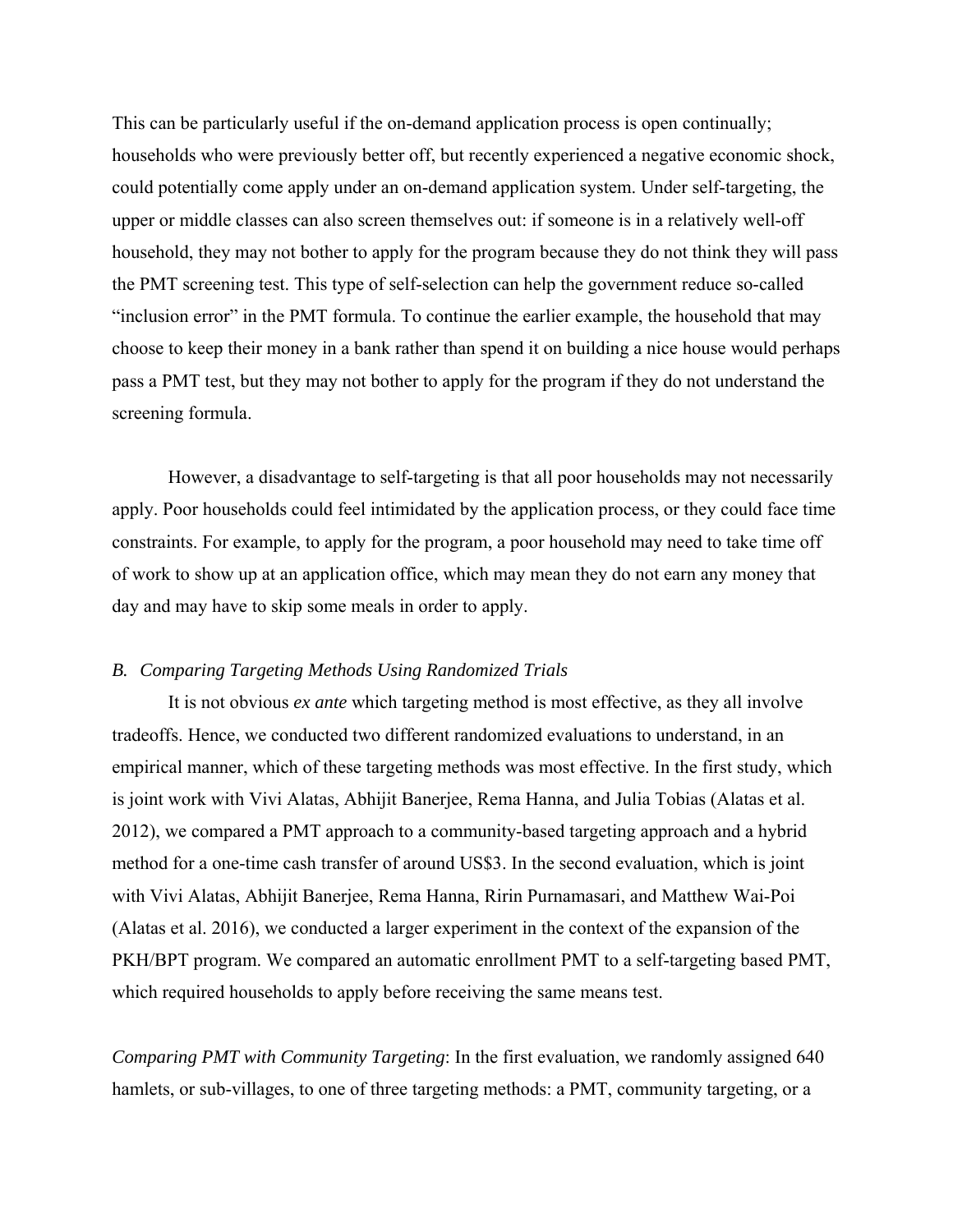This can be particularly useful if the on-demand application process is open continually; households who were previously better off, but recently experienced a negative economic shock, could potentially come apply under an on-demand application system. Under self-targeting, the upper or middle classes can also screen themselves out: if someone is in a relatively well-off household, they may not bother to apply for the program because they do not think they will pass the PMT screening test. This type of self-selection can help the government reduce so-called "inclusion error" in the PMT formula. To continue the earlier example, the household that may choose to keep their money in a bank rather than spend it on building a nice house would perhaps pass a PMT test, but they may not bother to apply for the program if they do not understand the screening formula.

However, a disadvantage to self-targeting is that all poor households may not necessarily apply. Poor households could feel intimidated by the application process, or they could face time constraints. For example, to apply for the program, a poor household may need to take time off of work to show up at an application office, which may mean they do not earn any money that day and may have to skip some meals in order to apply.

### *B. Comparing Targeting Methods Using Randomized Trials*

It is not obvious *ex ante* which targeting method is most effective, as they all involve tradeoffs. Hence, we conducted two different randomized evaluations to understand, in an empirical manner, which of these targeting methods was most effective. In the first study, which is joint work with Vivi Alatas, Abhijit Banerjee, Rema Hanna, and Julia Tobias (Alatas et al. 2012), we compared a PMT approach to a community-based targeting approach and a hybrid method for a one-time cash transfer of around US$3. In the second evaluation, which is joint with Vivi Alatas, Abhijit Banerjee, Rema Hanna, Ririn Purnamasari, and Matthew Wai-Poi (Alatas et al. 2016), we conducted a larger experiment in the context of the expansion of the PKH/BPT program. We compared an automatic enrollment PMT to a self-targeting based PMT, which required households to apply before receiving the same means test.

*Comparing PMT with Community Targeting*: In the first evaluation, we randomly assigned 640 hamlets, or sub-villages, to one of three targeting methods: a PMT, community targeting, or a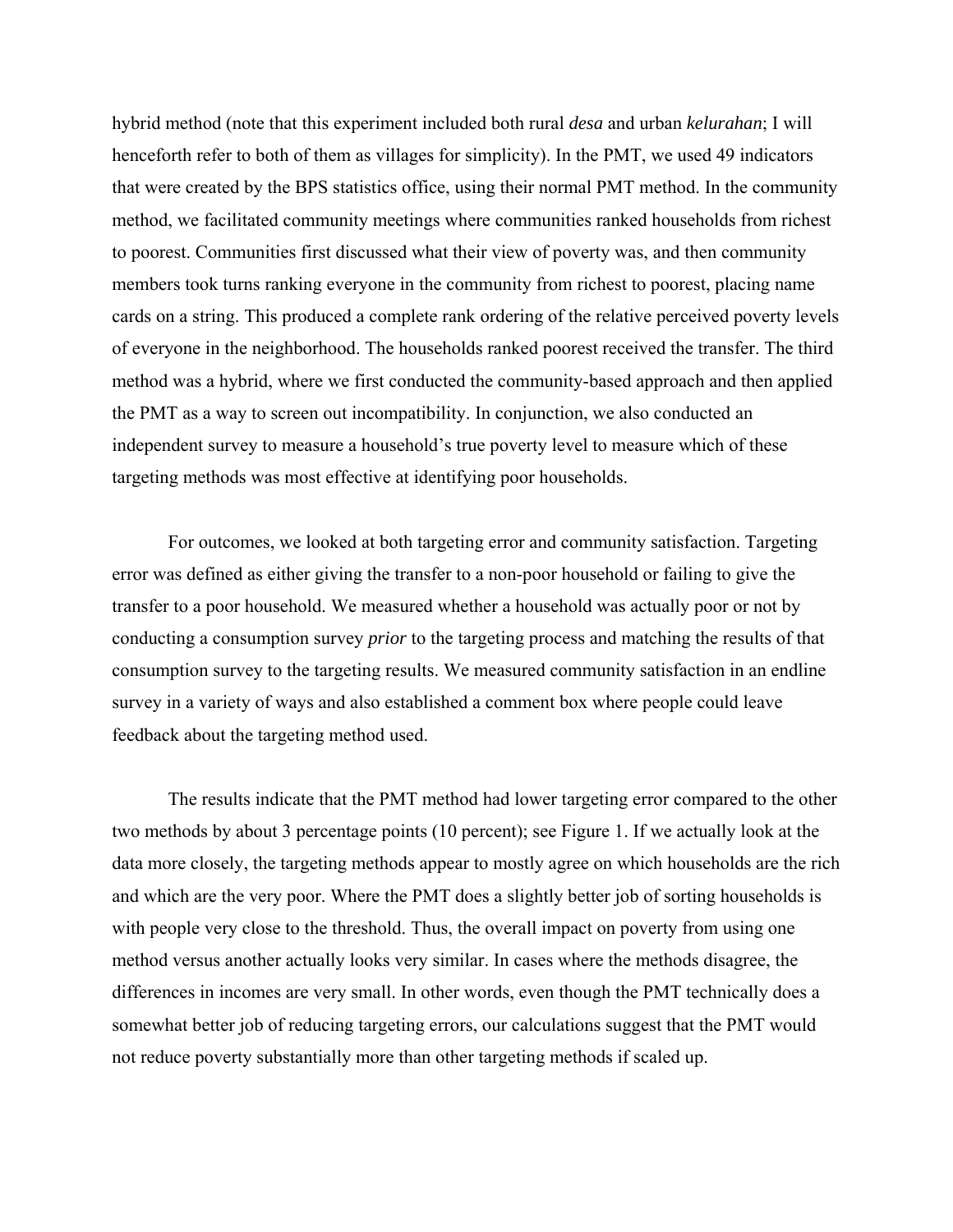hybrid method (note that this experiment included both rural *desa* and urban *kelurahan*; I will henceforth refer to both of them as villages for simplicity). In the PMT, we used 49 indicators that were created by the BPS statistics office, using their normal PMT method. In the community method, we facilitated community meetings where communities ranked households from richest to poorest. Communities first discussed what their view of poverty was, and then community members took turns ranking everyone in the community from richest to poorest, placing name cards on a string. This produced a complete rank ordering of the relative perceived poverty levels of everyone in the neighborhood. The households ranked poorest received the transfer. The third method was a hybrid, where we first conducted the community-based approach and then applied the PMT as a way to screen out incompatibility. In conjunction, we also conducted an independent survey to measure a household's true poverty level to measure which of these targeting methods was most effective at identifying poor households.

For outcomes, we looked at both targeting error and community satisfaction. Targeting error was defined as either giving the transfer to a non-poor household or failing to give the transfer to a poor household. We measured whether a household was actually poor or not by conducting a consumption survey *prior* to the targeting process and matching the results of that consumption survey to the targeting results. We measured community satisfaction in an endline survey in a variety of ways and also established a comment box where people could leave feedback about the targeting method used.

The results indicate that the PMT method had lower targeting error compared to the other two methods by about 3 percentage points (10 percent); see Figure 1. If we actually look at the data more closely, the targeting methods appear to mostly agree on which households are the rich and which are the very poor. Where the PMT does a slightly better job of sorting households is with people very close to the threshold. Thus, the overall impact on poverty from using one method versus another actually looks very similar. In cases where the methods disagree, the differences in incomes are very small. In other words, even though the PMT technically does a somewhat better job of reducing targeting errors, our calculations suggest that the PMT would not reduce poverty substantially more than other targeting methods if scaled up.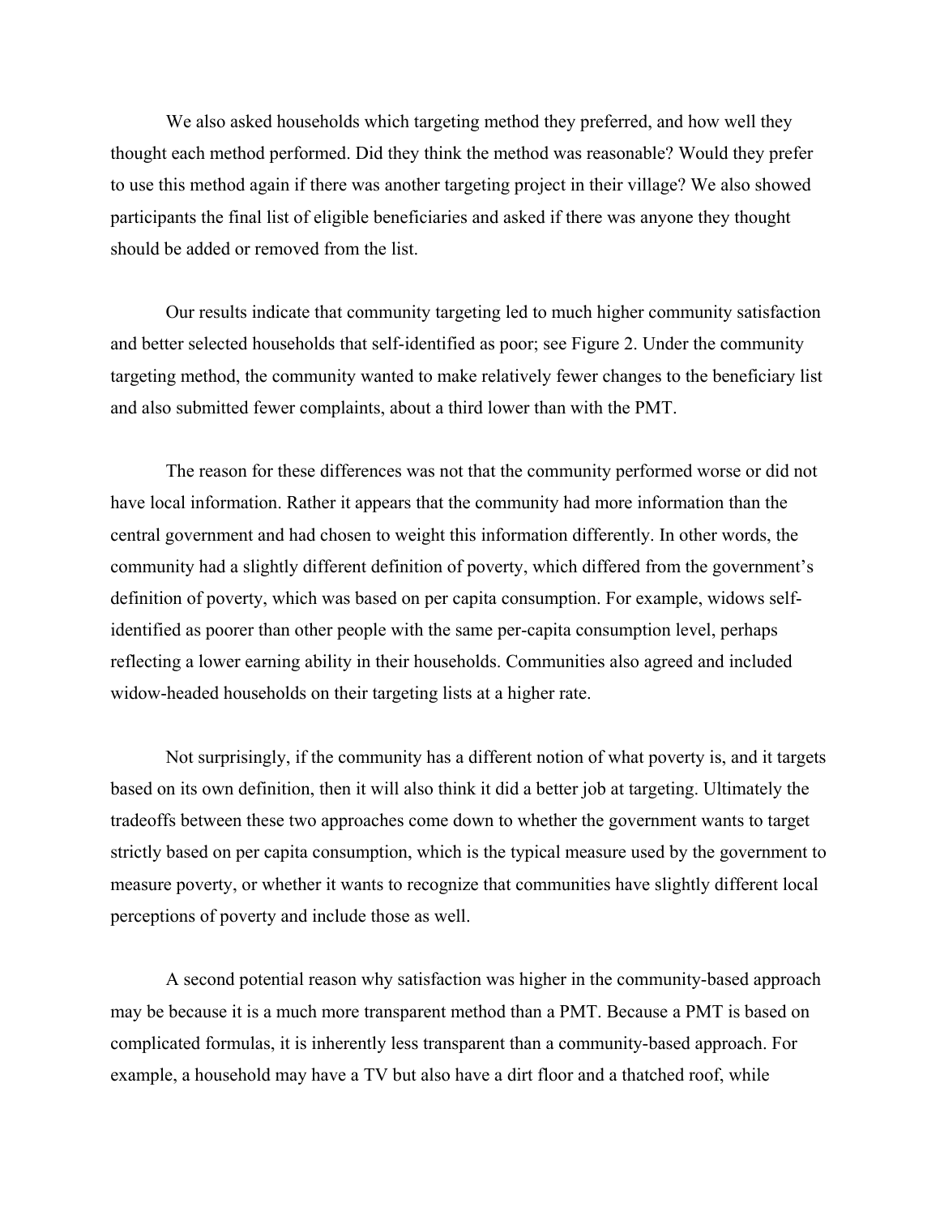We also asked households which targeting method they preferred, and how well they thought each method performed. Did they think the method was reasonable? Would they prefer to use this method again if there was another targeting project in their village? We also showed participants the final list of eligible beneficiaries and asked if there was anyone they thought should be added or removed from the list.

Our results indicate that community targeting led to much higher community satisfaction and better selected households that self-identified as poor; see Figure 2. Under the community targeting method, the community wanted to make relatively fewer changes to the beneficiary list and also submitted fewer complaints, about a third lower than with the PMT.

The reason for these differences was not that the community performed worse or did not have local information. Rather it appears that the community had more information than the central government and had chosen to weight this information differently. In other words, the community had a slightly different definition of poverty, which differed from the government's definition of poverty, which was based on per capita consumption. For example, widows self-identified as poorer than other people with the same per-capita consumption level, perhaps reflecting a lower earning ability in their households. Communities also agreed and included widow-headed households on their targeting lists at a higher rate.

Not surprisingly, if the community has a different notion of what poverty is, and it targets based on its own definition, then it will also think it did a better job at targeting. Ultimately the tradeoffs between these two approaches come down to whether the government wants to target strictly based on per capita consumption, which is the typical measure used by the government to measure poverty, or whether it wants to recognize that communities have slightly different local perceptions of poverty and include those as well.

A second potential reason why satisfaction was higher in the community-based approach may be because it is a much more transparent method than a PMT. Because a PMT is based on complicated formulas, it is inherently less transparent than a community-based approach. For example, a household may have a TV but also have a dirt floor and a thatched roof, while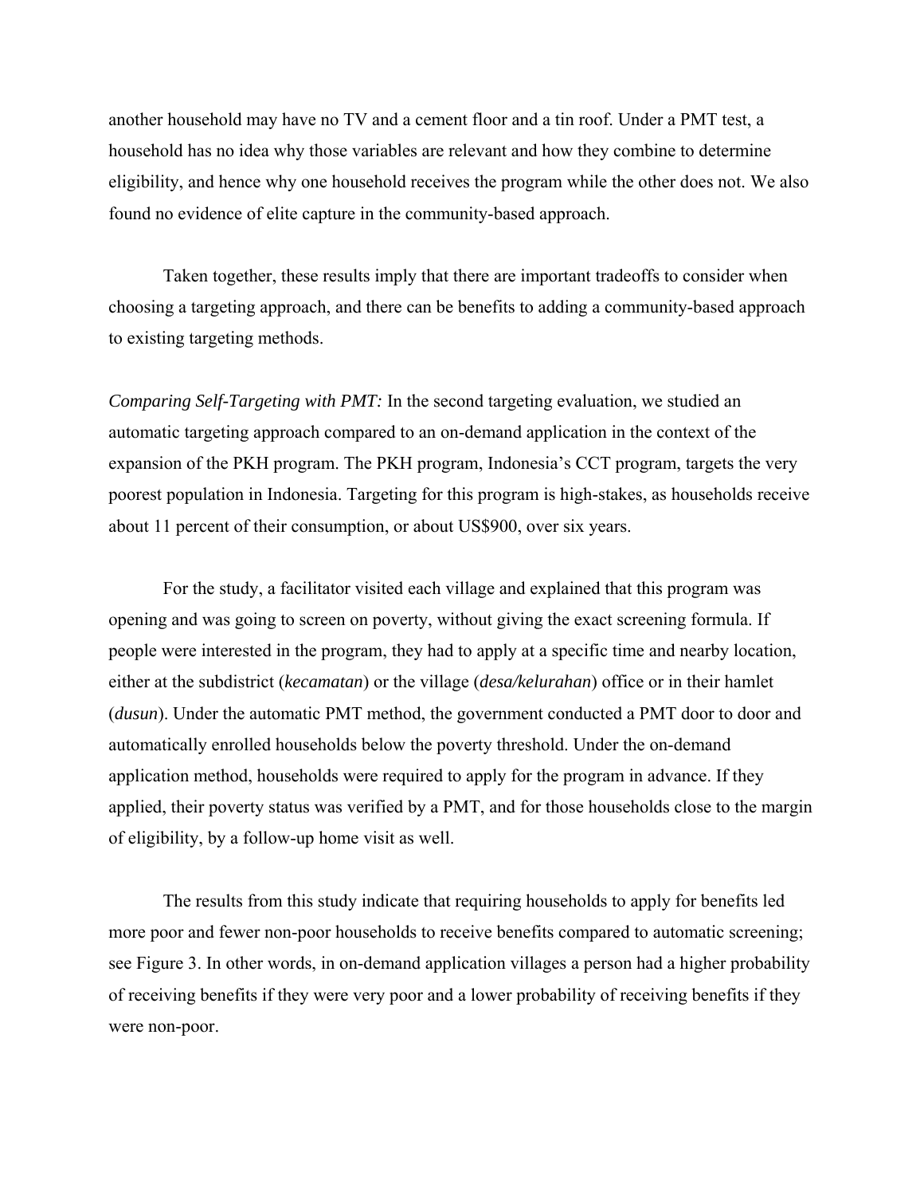another household may have no TV and a cement floor and a tin roof. Under a PMT test, a household has no idea why those variables are relevant and how they combine to determine eligibility, and hence why one household receives the program while the other does not. We also found no evidence of elite capture in the community-based approach.

Taken together, these results imply that there are important tradeoffs to consider when choosing a targeting approach, and there can be benefits to adding a community-based approach to existing targeting methods.

*Comparing Self-Targeting with PMT:* In the second targeting evaluation, we studied an automatic targeting approach compared to an on-demand application in the context of the expansion of the PKH program. The PKH program, Indonesia's CCT program, targets the very poorest population in Indonesia. Targeting for this program is high-stakes, as households receive about 11 percent of their consumption, or about US$900, over six years.

For the study, a facilitator visited each village and explained that this program was opening and was going to screen on poverty, without giving the exact screening formula. If people were interested in the program, they had to apply at a specific time and nearby location, either at the subdistrict (*kecamatan*) or the village (*desa/kelurahan*) office or in their hamlet (*dusun*). Under the automatic PMT method, the government conducted a PMT door to door and automatically enrolled households below the poverty threshold. Under the on-demand application method, households were required to apply for the program in advance. If they applied, their poverty status was verified by a PMT, and for those households close to the margin of eligibility, by a follow-up home visit as well.

The results from this study indicate that requiring households to apply for benefits led more poor and fewer non-poor households to receive benefits compared to automatic screening; see Figure 3. In other words, in on-demand application villages a person had a higher probability of receiving benefits if they were very poor and a lower probability of receiving benefits if they were non-poor.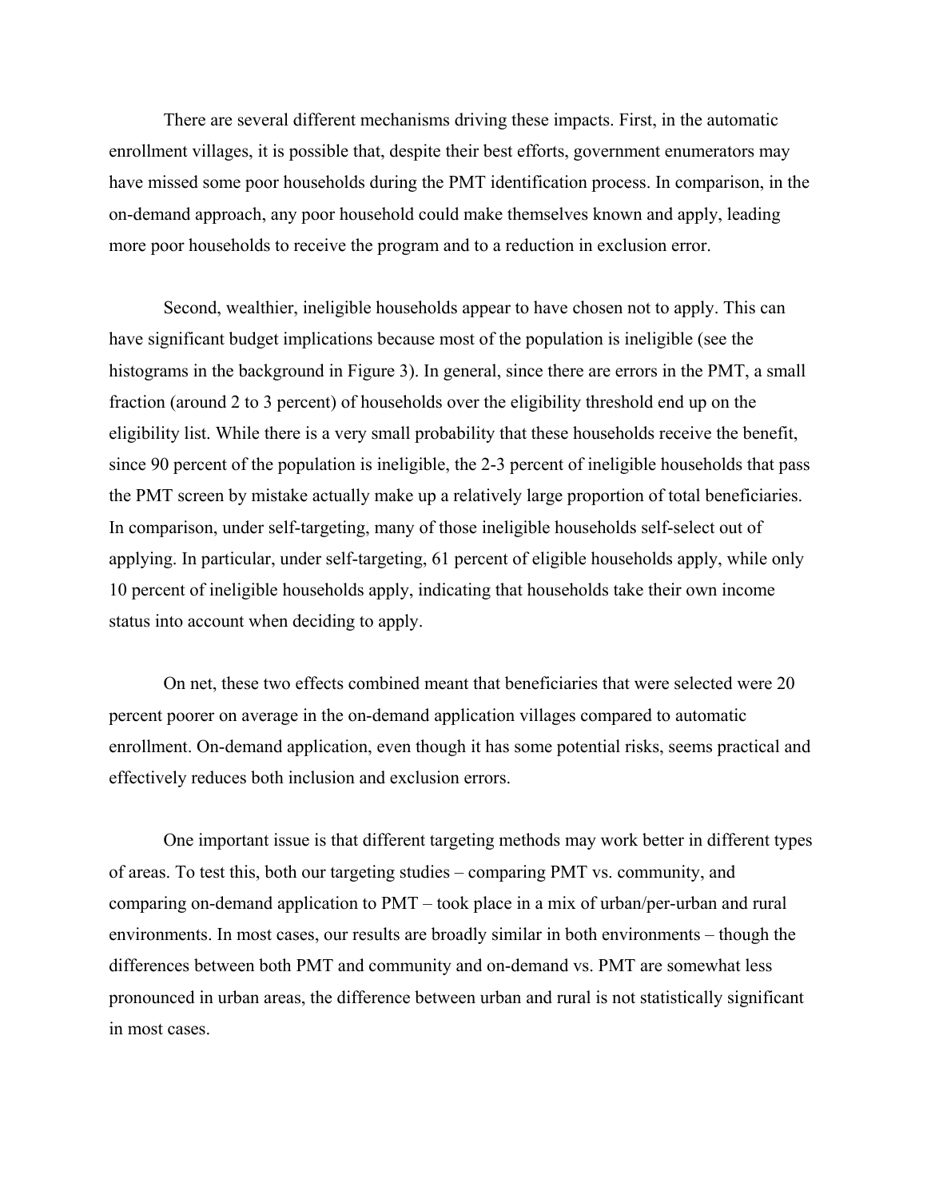There are several different mechanisms driving these impacts. First, in the automatic enrollment villages, it is possible that, despite their best efforts, government enumerators may have missed some poor households during the PMT identification process. In comparison, in the on-demand approach, any poor household could make themselves known and apply, leading more poor households to receive the program and to a reduction in exclusion error.

Second, wealthier, ineligible households appear to have chosen not to apply. This can have significant budget implications because most of the population is ineligible (see the histograms in the background in Figure 3). In general, since there are errors in the PMT, a small fraction (around 2 to 3 percent) of households over the eligibility threshold end up on the eligibility list. While there is a very small probability that these households receive the benefit, since 90 percent of the population is ineligible, the 2-3 percent of ineligible households that pass the PMT screen by mistake actually make up a relatively large proportion of total beneficiaries. In comparison, under self-targeting, many of those ineligible households self-select out of applying. In particular, under self-targeting, 61 percent of eligible households apply, while only 10 percent of ineligible households apply, indicating that households take their own income status into account when deciding to apply.

On net, these two effects combined meant that beneficiaries that were selected were 20 percent poorer on average in the on-demand application villages compared to automatic enrollment. On-demand application, even though it has some potential risks, seems practical and effectively reduces both inclusion and exclusion errors.

One important issue is that different targeting methods may work better in different types of areas. To test this, both our targeting studies – comparing PMT vs. community, and comparing on-demand application to PMT – took place in a mix of urban/per-urban and rural environments. In most cases, our results are broadly similar in both environments – though the differences between both PMT and community and on-demand vs. PMT are somewhat less pronounced in urban areas, the difference between urban and rural is not statistically significant in most cases.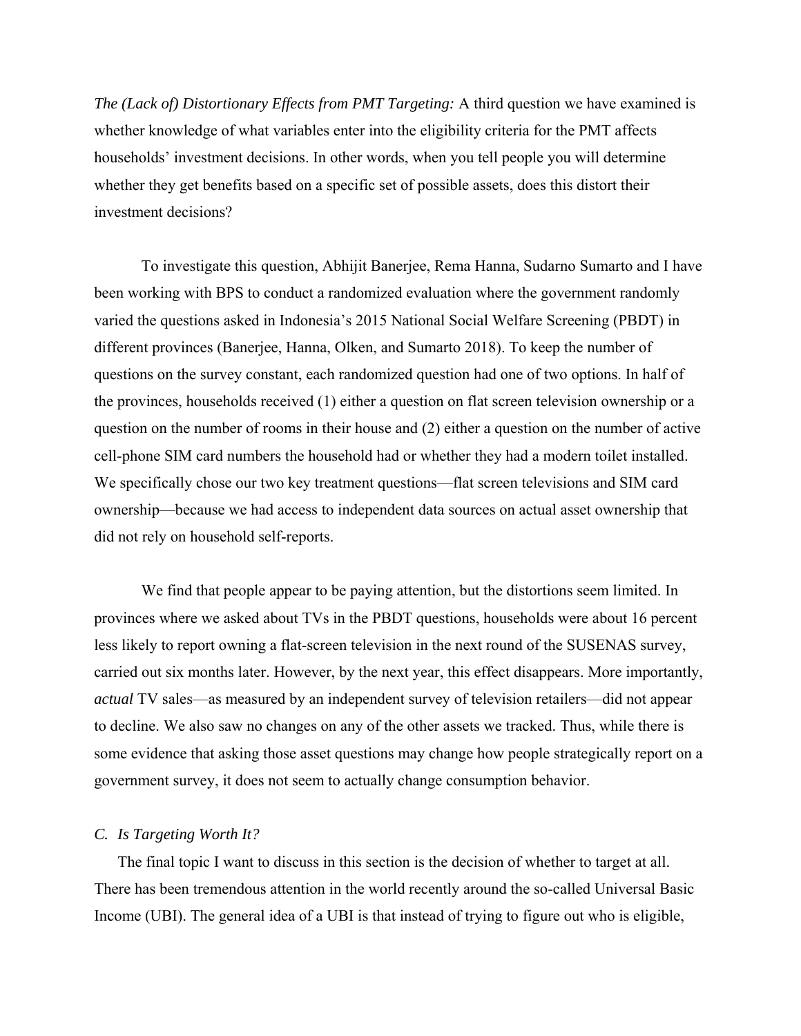*The (Lack of) Distortionary Effects from PMT Targeting:* A third question we have examined is whether knowledge of what variables enter into the eligibility criteria for the PMT affects households' investment decisions. In other words, when you tell people you will determine whether they get benefits based on a specific set of possible assets, does this distort their investment decisions?

To investigate this question, Abhijit Banerjee, Rema Hanna, Sudarno Sumarto and I have been working with BPS to conduct a randomized evaluation where the government randomly varied the questions asked in Indonesia's 2015 National Social Welfare Screening (PBDT) in different provinces (Banerjee, Hanna, Olken, and Sumarto 2018). To keep the number of questions on the survey constant, each randomized question had one of two options. In half of the provinces, households received (1) either a question on flat screen television ownership or a question on the number of rooms in their house and (2) either a question on the number of active cell-phone SIM card numbers the household had or whether they had a modern toilet installed. We specifically chose our two key treatment questions—flat screen televisions and SIM card ownership—because we had access to independent data sources on actual asset ownership that did not rely on household self-reports.

We find that people appear to be paying attention, but the distortions seem limited. In provinces where we asked about TVs in the PBDT questions, households were about 16 percent less likely to report owning a flat-screen television in the next round of the SUSENAS survey, carried out six months later. However, by the next year, this effect disappears. More importantly, *actual* TV sales—as measured by an independent survey of television retailers—did not appear to decline. We also saw no changes on any of the other assets we tracked. Thus, while there is some evidence that asking those asset questions may change how people strategically report on a government survey, it does not seem to actually change consumption behavior.

### *C. Is Targeting Worth It?*

The final topic I want to discuss in this section is the decision of whether to target at all. There has been tremendous attention in the world recently around the so-called Universal Basic Income (UBI). The general idea of a UBI is that instead of trying to figure out who is eligible,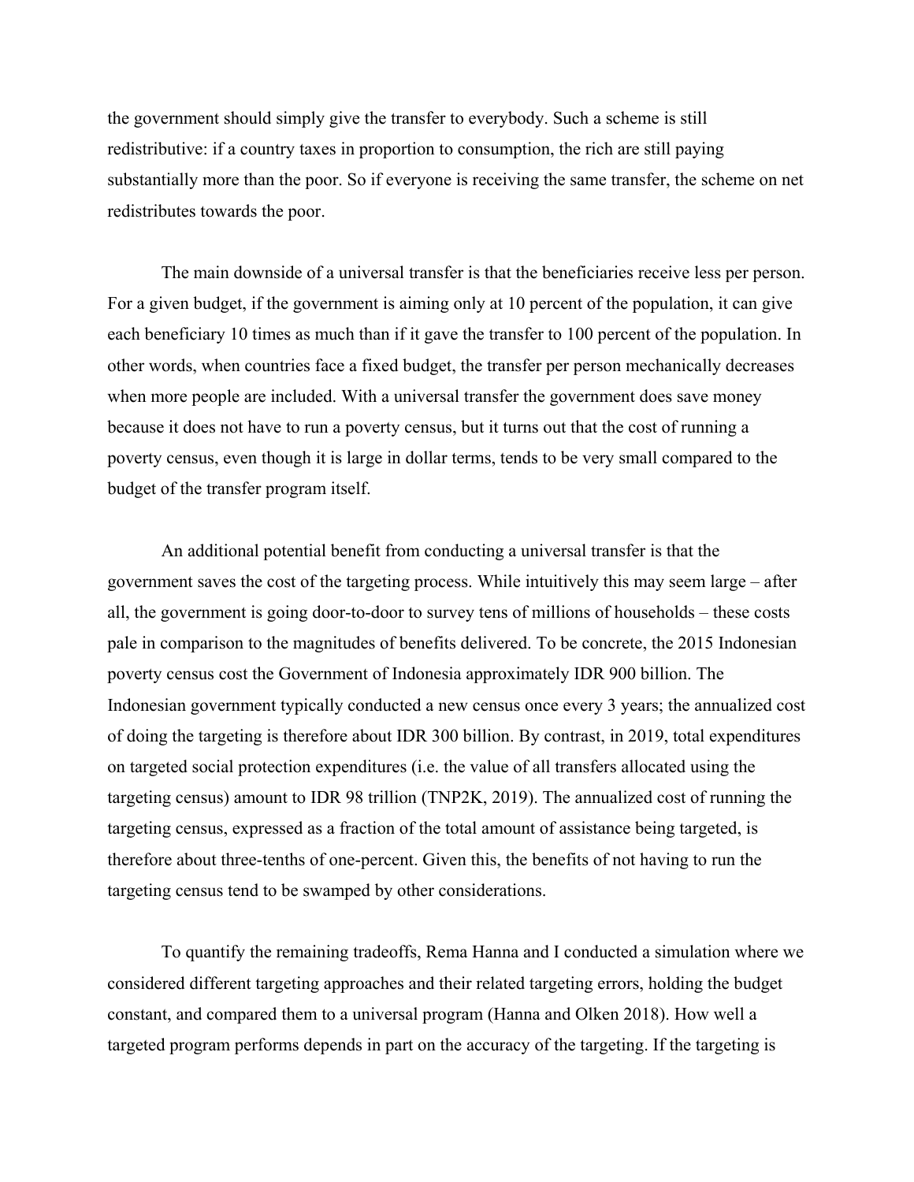the government should simply give the transfer to everybody. Such a scheme is still redistributive: if a country taxes in proportion to consumption, the rich are still paying substantially more than the poor. So if everyone is receiving the same transfer, the scheme on net redistributes towards the poor.

The main downside of a universal transfer is that the beneficiaries receive less per person. For a given budget, if the government is aiming only at 10 percent of the population, it can give each beneficiary 10 times as much than if it gave the transfer to 100 percent of the population. In other words, when countries face a fixed budget, the transfer per person mechanically decreases when more people are included. With a universal transfer the government does save money because it does not have to run a poverty census, but it turns out that the cost of running a poverty census, even though it is large in dollar terms, tends to be very small compared to the budget of the transfer program itself.

An additional potential benefit from conducting a universal transfer is that the government saves the cost of the targeting process. While intuitively this may seem large – after all, the government is going door-to-door to survey tens of millions of households – these costs pale in comparison to the magnitudes of benefits delivered. To be concrete, the 2015 Indonesian poverty census cost the Government of Indonesia approximately IDR 900 billion. The Indonesian government typically conducted a new census once every 3 years; the annualized cost of doing the targeting is therefore about IDR 300 billion. By contrast, in 2019, total expenditures on targeted social protection expenditures (i.e. the value of all transfers allocated using the targeting census) amount to IDR 98 trillion (TNP2K, 2019). The annualized cost of running the targeting census, expressed as a fraction of the total amount of assistance being targeted, is therefore about three-tenths of one-percent. Given this, the benefits of not having to run the targeting census tend to be swamped by other considerations.

To quantify the remaining tradeoffs, Rema Hanna and I conducted a simulation where we considered different targeting approaches and their related targeting errors, holding the budget constant, and compared them to a universal program (Hanna and Olken 2018). How well a targeted program performs depends in part on the accuracy of the targeting. If the targeting is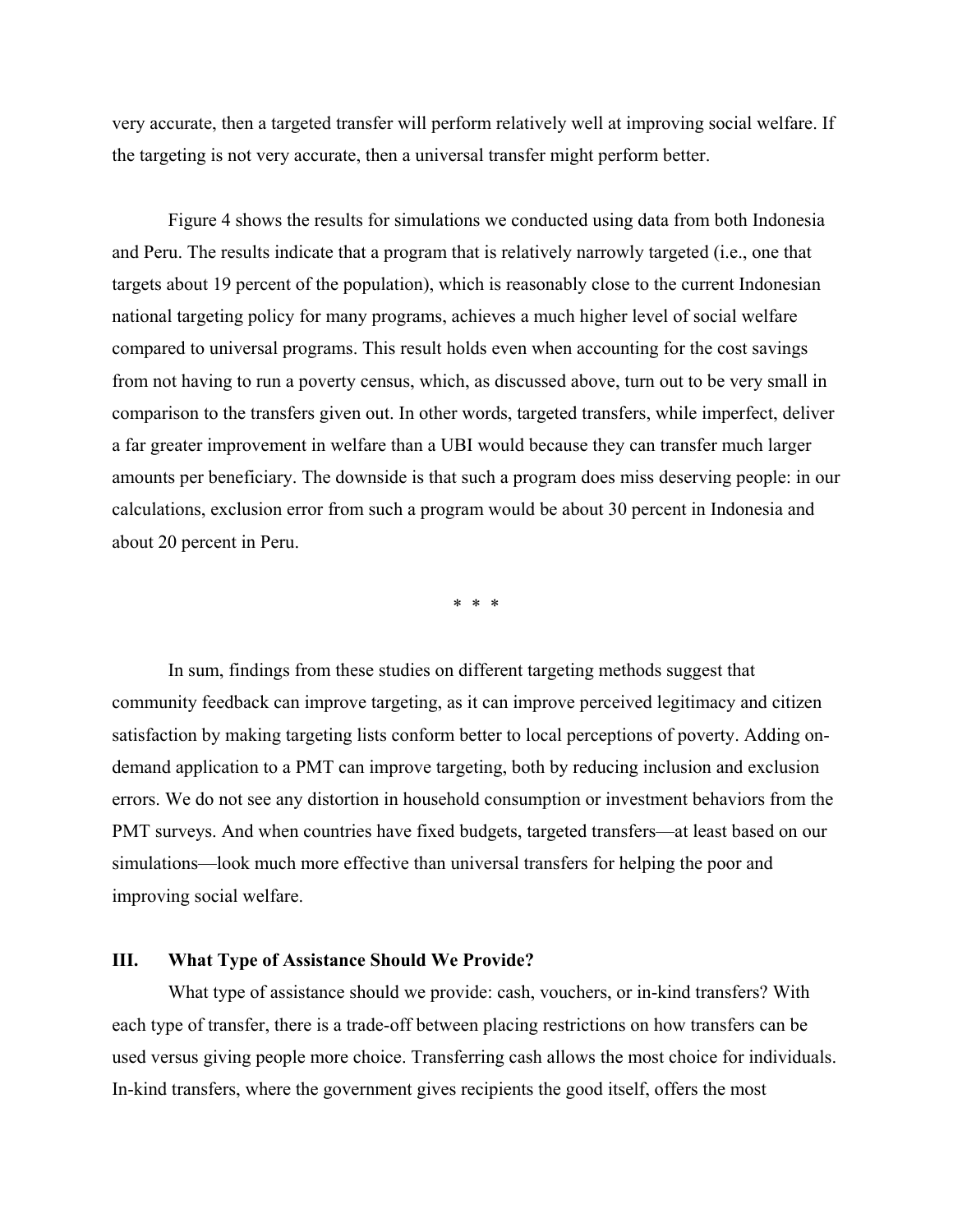very accurate, then a targeted transfer will perform relatively well at improving social welfare. If the targeting is not very accurate, then a universal transfer might perform better.

Figure 4 shows the results for simulations we conducted using data from both Indonesia and Peru. The results indicate that a program that is relatively narrowly targeted (i.e., one that targets about 19 percent of the population), which is reasonably close to the current Indonesian national targeting policy for many programs, achieves a much higher level of social welfare compared to universal programs. This result holds even when accounting for the cost savings from not having to run a poverty census, which, as discussed above, turn out to be very small in comparison to the transfers given out. In other words, targeted transfers, while imperfect, deliver a far greater improvement in welfare than a UBI would because they can transfer much larger amounts per beneficiary. The downside is that such a program does miss deserving people: in our calculations, exclusion error from such a program would be about 30 percent in Indonesia and about 20 percent in Peru.

\* \* \*

In sum, findings from these studies on different targeting methods suggest that community feedback can improve targeting, as it can improve perceived legitimacy and citizen satisfaction by making targeting lists conform better to local perceptions of poverty. Adding on-demand application to a PMT can improve targeting, both by reducing inclusion and exclusion errors. We do not see any distortion in household consumption or investment behaviors from the PMT surveys. And when countries have fixed budgets, targeted transfers—at least based on our simulations—look much more effective than universal transfers for helping the poor and improving social welfare.

## III. What Type of Assistance Should We Provide?

What type of assistance should we provide: cash, vouchers, or in-kind transfers? With each type of transfer, there is a trade-off between placing restrictions on how transfers can be used versus giving people more choice. Transferring cash allows the most choice for individuals. In-kind transfers, where the government gives recipients the good itself, offers the most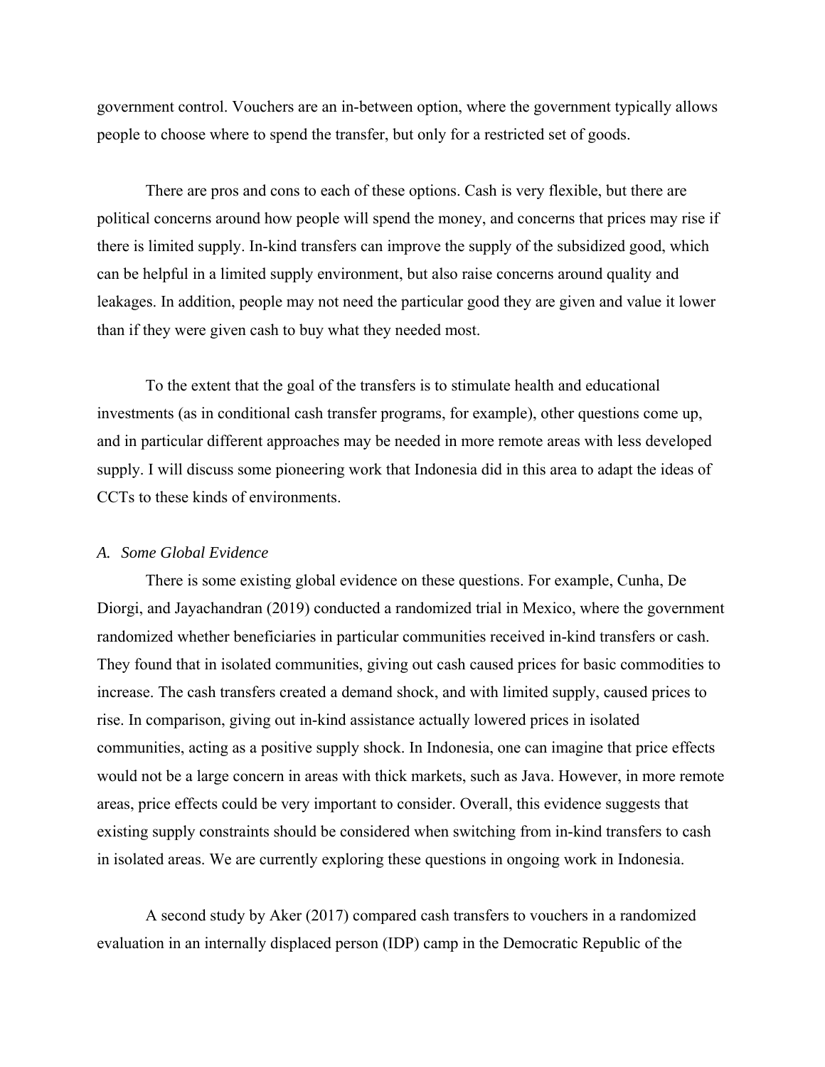government control. Vouchers are an in-between option, where the government typically allows people to choose where to spend the transfer, but only for a restricted set of goods.

There are pros and cons to each of these options. Cash is very flexible, but there are political concerns around how people will spend the money, and concerns that prices may rise if there is limited supply. In-kind transfers can improve the supply of the subsidized good, which can be helpful in a limited supply environment, but also raise concerns around quality and leakages. In addition, people may not need the particular good they are given and value it lower than if they were given cash to buy what they needed most.

To the extent that the goal of the transfers is to stimulate health and educational investments (as in conditional cash transfer programs, for example), other questions come up, and in particular different approaches may be needed in more remote areas with less developed supply. I will discuss some pioneering work that Indonesia did in this area to adapt the ideas of CCTs to these kinds of environments.

### *A. Some Global Evidence*

There is some existing global evidence on these questions. For example, Cunha, De Diorgi, and Jayachandran (2019) conducted a randomized trial in Mexico, where the government randomized whether beneficiaries in particular communities received in-kind transfers or cash. They found that in isolated communities, giving out cash caused prices for basic commodities to increase. The cash transfers created a demand shock, and with limited supply, caused prices to rise. In comparison, giving out in-kind assistance actually lowered prices in isolated communities, acting as a positive supply shock. In Indonesia, one can imagine that price effects would not be a large concern in areas with thick markets, such as Java. However, in more remote areas, price effects could be very important to consider. Overall, this evidence suggests that existing supply constraints should be considered when switching from in-kind transfers to cash in isolated areas. We are currently exploring these questions in ongoing work in Indonesia.

A second study by Aker (2017) compared cash transfers to vouchers in a randomized evaluation in an internally displaced person (IDP) camp in the Democratic Republic of the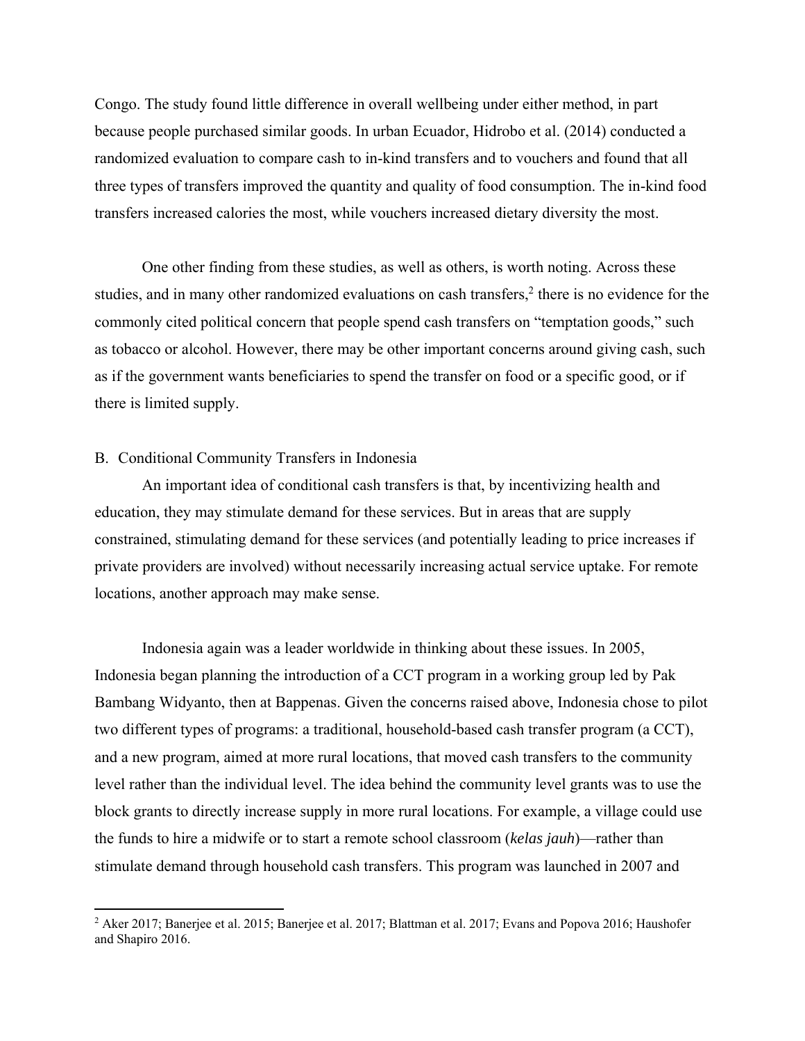Congo. The study found little difference in overall wellbeing under either method, in part because people purchased similar goods. In urban Ecuador, Hidrobo et al. (2014) conducted a randomized evaluation to compare cash to in-kind transfers and to vouchers and found that all three types of transfers improved the quantity and quality of food consumption. The in-kind food transfers increased calories the most, while vouchers increased dietary diversity the most.

One other finding from these studies, as well as others, is worth noting. Across these studies, and in many other randomized evaluations on cash transfers,[2] there is no evidence for the commonly cited political concern that people spend cash transfers on "temptation goods," such as tobacco or alcohol. However, there may be other important concerns around giving cash, such as if the government wants beneficiaries to spend the transfer on food or a specific good, or if there is limited supply.

## B. Conditional Community Transfers in Indonesia

An important idea of conditional cash transfers is that, by incentivizing health and education, they may stimulate demand for these services. But in areas that are supply constrained, stimulating demand for these services (and potentially leading to price increases if private providers are involved) without necessarily increasing actual service uptake. For remote locations, another approach may make sense.

Indonesia again was a leader worldwide in thinking about these issues. In 2005, Indonesia began planning the introduction of a CCT program in a working group led by Pak Bambang Widyanto, then at Bappenas. Given the concerns raised above, Indonesia chose to pilot two different types of programs: a traditional, household-based cash transfer program (a CCT), and a new program, aimed at more rural locations, that moved cash transfers to the community level rather than the individual level. The idea behind the community level grants was to use the block grants to directly increase supply in more rural locations. For example, a village could use the funds to hire a midwife or to start a remote school classroom (*kelas jauh*)—rather than stimulate demand through household cash transfers. This program was launched in 2007 and

[2] Aker 2017; Banerjee et al. 2015; Banerjee et al. 2017; Blattman et al. 2017; Evans and Popova 2016; Haushofer and Shapiro 2016.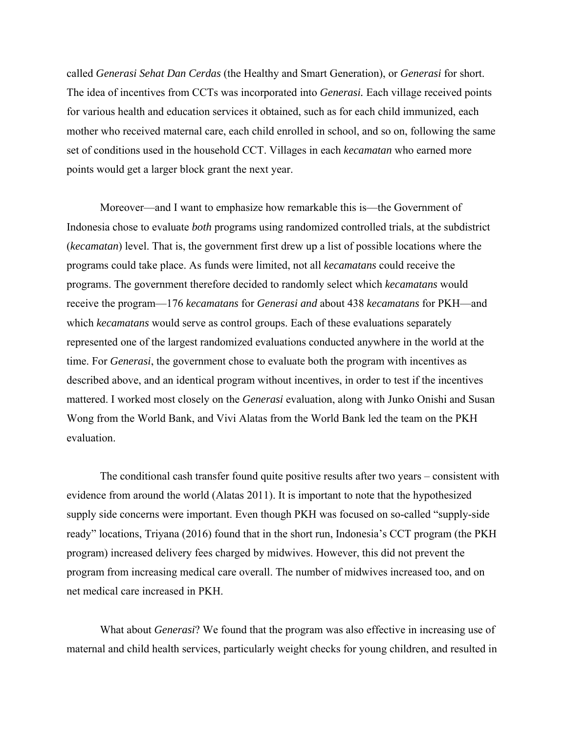called *Generasi Sehat Dan Cerdas* (the Healthy and Smart Generation), or *Generasi* for short. The idea of incentives from CCTs was incorporated into *Generasi.* Each village received points for various health and education services it obtained, such as for each child immunized, each mother who received maternal care, each child enrolled in school, and so on, following the same set of conditions used in the household CCT. Villages in each *kecamatan* who earned more points would get a larger block grant the next year.

Moreover—and I want to emphasize how remarkable this is—the Government of Indonesia chose to evaluate *both* programs using randomized controlled trials, at the subdistrict (*kecamatan*) level. That is, the government first drew up a list of possible locations where the programs could take place. As funds were limited, not all *kecamatans* could receive the programs. The government therefore decided to randomly select which *kecamatans* would receive the program—176 *kecamatans* for *Generasi and* about 438 *kecamatans* for PKH—and which *kecamatans* would serve as control groups. Each of these evaluations separately represented one of the largest randomized evaluations conducted anywhere in the world at the time. For *Generasi*, the government chose to evaluate both the program with incentives as described above, and an identical program without incentives, in order to test if the incentives mattered. I worked most closely on the *Generasi* evaluation, along with Junko Onishi and Susan Wong from the World Bank, and Vivi Alatas from the World Bank led the team on the PKH evaluation.

The conditional cash transfer found quite positive results after two years – consistent with evidence from around the world (Alatas 2011). It is important to note that the hypothesized supply side concerns were important. Even though PKH was focused on so-called "supply-side ready" locations, Triyana (2016) found that in the short run, Indonesia's CCT program (the PKH program) increased delivery fees charged by midwives. However, this did not prevent the program from increasing medical care overall. The number of midwives increased too, and on net medical care increased in PKH.

What about *Generasi*? We found that the program was also effective in increasing use of maternal and child health services, particularly weight checks for young children, and resulted in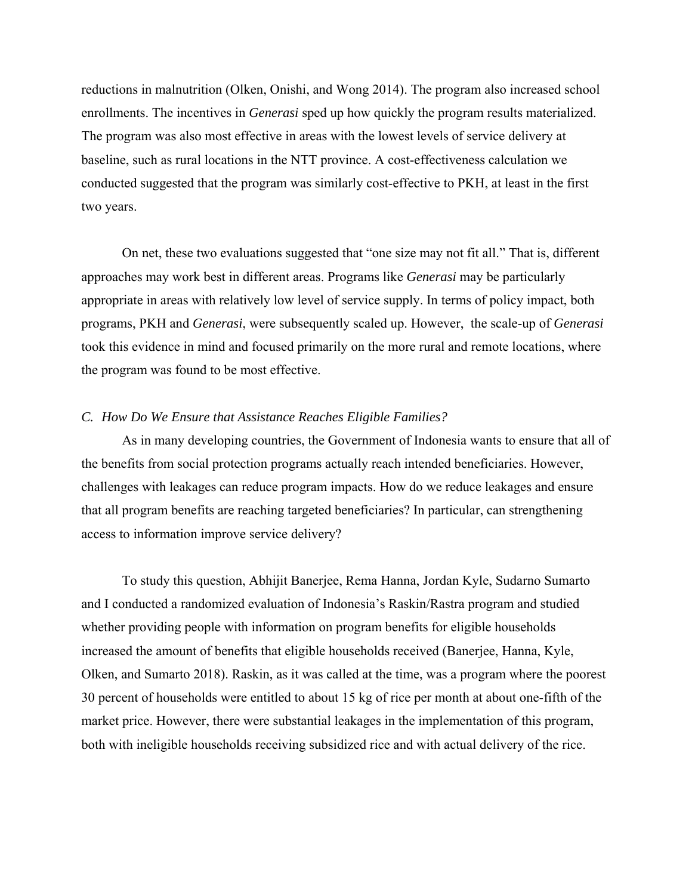reductions in malnutrition (Olken, Onishi, and Wong 2014). The program also increased school enrollments. The incentives in *Generasi* sped up how quickly the program results materialized. The program was also most effective in areas with the lowest levels of service delivery at baseline, such as rural locations in the NTT province. A cost-effectiveness calculation we conducted suggested that the program was similarly cost-effective to PKH, at least in the first two years.

On net, these two evaluations suggested that "one size may not fit all." That is, different approaches may work best in different areas. Programs like *Generasi* may be particularly appropriate in areas with relatively low level of service supply. In terms of policy impact, both programs, PKH and *Generasi*, were subsequently scaled up. However, the scale-up of *Generasi* took this evidence in mind and focused primarily on the more rural and remote locations, where the program was found to be most effective.

### *C. How Do We Ensure that Assistance Reaches Eligible Families?*

As in many developing countries, the Government of Indonesia wants to ensure that all of the benefits from social protection programs actually reach intended beneficiaries. However, challenges with leakages can reduce program impacts. How do we reduce leakages and ensure that all program benefits are reaching targeted beneficiaries? In particular, can strengthening access to information improve service delivery?

To study this question, Abhijit Banerjee, Rema Hanna, Jordan Kyle, Sudarno Sumarto and I conducted a randomized evaluation of Indonesia's Raskin/Rastra program and studied whether providing people with information on program benefits for eligible households increased the amount of benefits that eligible households received (Banerjee, Hanna, Kyle, Olken, and Sumarto 2018). Raskin, as it was called at the time, was a program where the poorest 30 percent of households were entitled to about 15 kg of rice per month at about one-fifth of the market price. However, there were substantial leakages in the implementation of this program, both with ineligible households receiving subsidized rice and with actual delivery of the rice.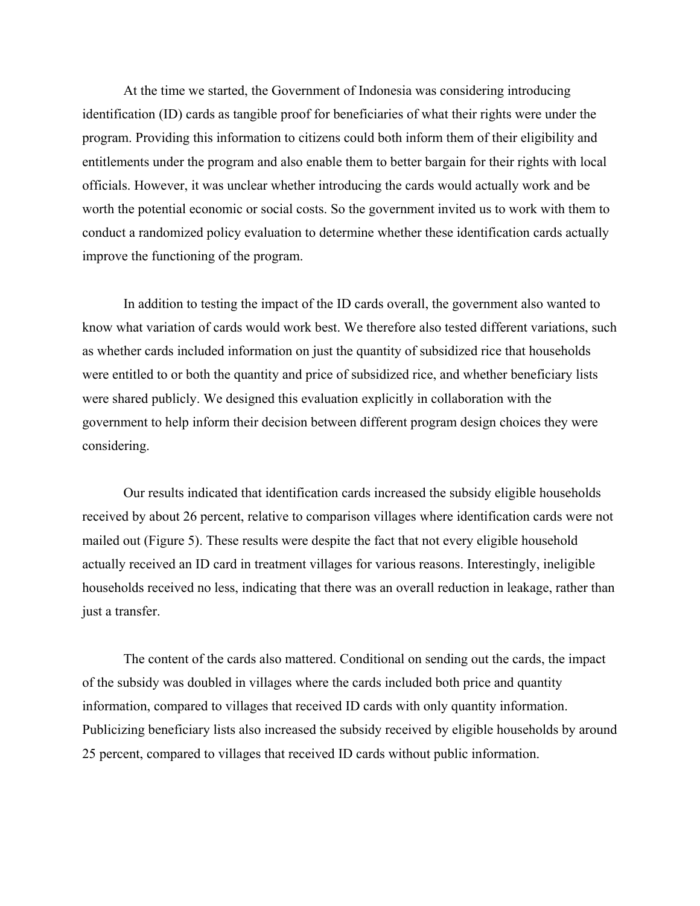At the time we started, the Government of Indonesia was considering introducing identification (ID) cards as tangible proof for beneficiaries of what their rights were under the program. Providing this information to citizens could both inform them of their eligibility and entitlements under the program and also enable them to better bargain for their rights with local officials. However, it was unclear whether introducing the cards would actually work and be worth the potential economic or social costs. So the government invited us to work with them to conduct a randomized policy evaluation to determine whether these identification cards actually improve the functioning of the program.

In addition to testing the impact of the ID cards overall, the government also wanted to know what variation of cards would work best. We therefore also tested different variations, such as whether cards included information on just the quantity of subsidized rice that households were entitled to or both the quantity and price of subsidized rice, and whether beneficiary lists were shared publicly. We designed this evaluation explicitly in collaboration with the government to help inform their decision between different program design choices they were considering.

Our results indicated that identification cards increased the subsidy eligible households received by about 26 percent, relative to comparison villages where identification cards were not mailed out (Figure 5). These results were despite the fact that not every eligible household actually received an ID card in treatment villages for various reasons. Interestingly, ineligible households received no less, indicating that there was an overall reduction in leakage, rather than just a transfer.

The content of the cards also mattered. Conditional on sending out the cards, the impact of the subsidy was doubled in villages where the cards included both price and quantity information, compared to villages that received ID cards with only quantity information. Publicizing beneficiary lists also increased the subsidy received by eligible households by around 25 percent, compared to villages that received ID cards without public information.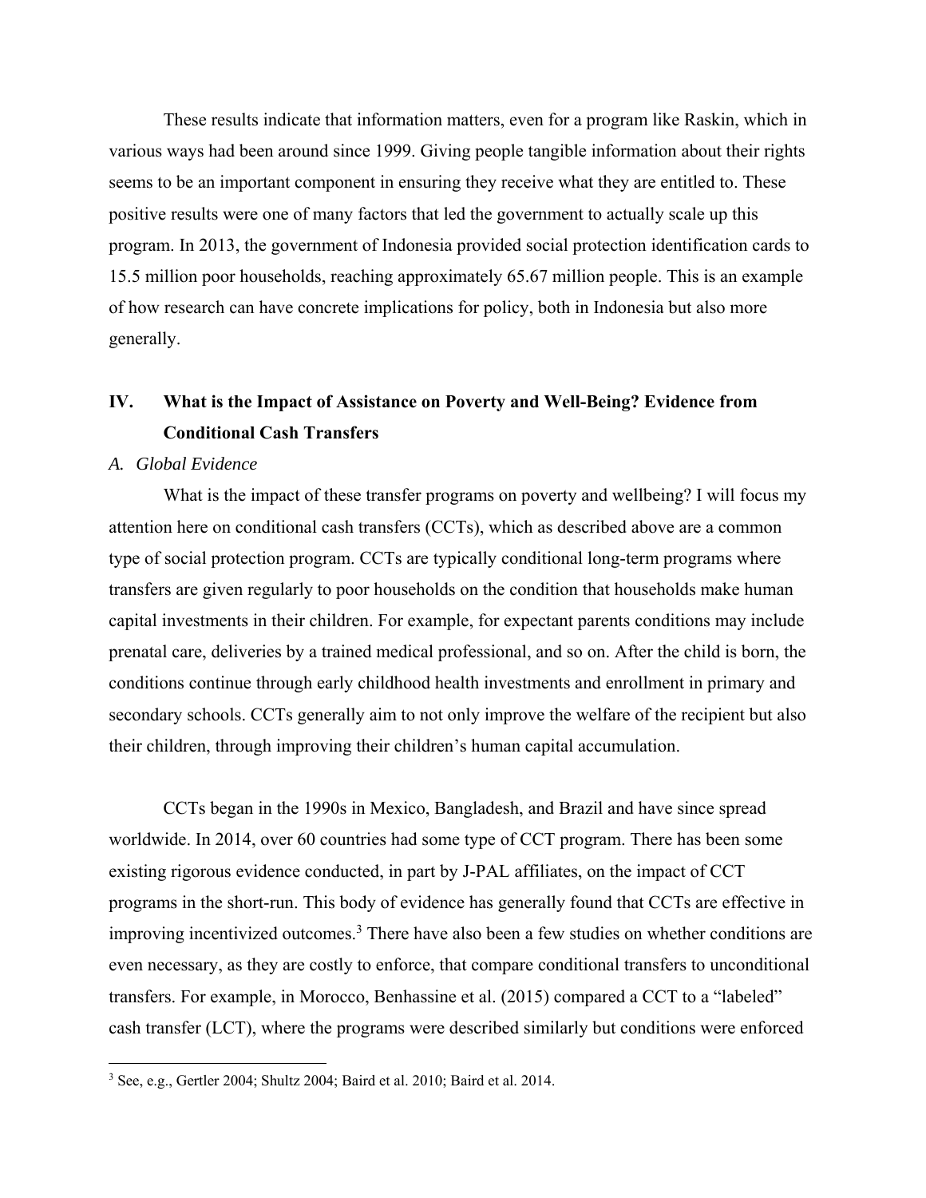These results indicate that information matters, even for a program like Raskin, which in various ways had been around since 1999. Giving people tangible information about their rights seems to be an important component in ensuring they receive what they are entitled to. These positive results were one of many factors that led the government to actually scale up this program. In 2013, the government of Indonesia provided social protection identification cards to 15.5 million poor households, reaching approximately 65.67 million people. This is an example of how research can have concrete implications for policy, both in Indonesia but also more generally.

## IV. What is the Impact of Assistance on Poverty and Well-Being? Evidence from Conditional Cash Transfers

### *A. Global Evidence*

What is the impact of these transfer programs on poverty and wellbeing? I will focus my attention here on conditional cash transfers (CCTs), which as described above are a common type of social protection program. CCTs are typically conditional long-term programs where transfers are given regularly to poor households on the condition that households make human capital investments in their children. For example, for expectant parents conditions may include prenatal care, deliveries by a trained medical professional, and so on. After the child is born, the conditions continue through early childhood health investments and enrollment in primary and secondary schools. CCTs generally aim to not only improve the welfare of the recipient but also their children, through improving their children's human capital accumulation.

CCTs began in the 1990s in Mexico, Bangladesh, and Brazil and have since spread worldwide. In 2014, over 60 countries had some type of CCT program. There has been some existing rigorous evidence conducted, in part by J-PAL affiliates, on the impact of CCT programs in the short-run. This body of evidence has generally found that CCTs are effective in improving incentivized outcomes.[3] There have also been a few studies on whether conditions are even necessary, as they are costly to enforce, that compare conditional transfers to unconditional transfers. For example, in Morocco, Benhassine et al. (2015) compared a CCT to a "labeled" cash transfer (LCT), where the programs were described similarly but conditions were enforced

[3] See, e.g., Gertler 2004; Shultz 2004; Baird et al. 2010; Baird et al. 2014.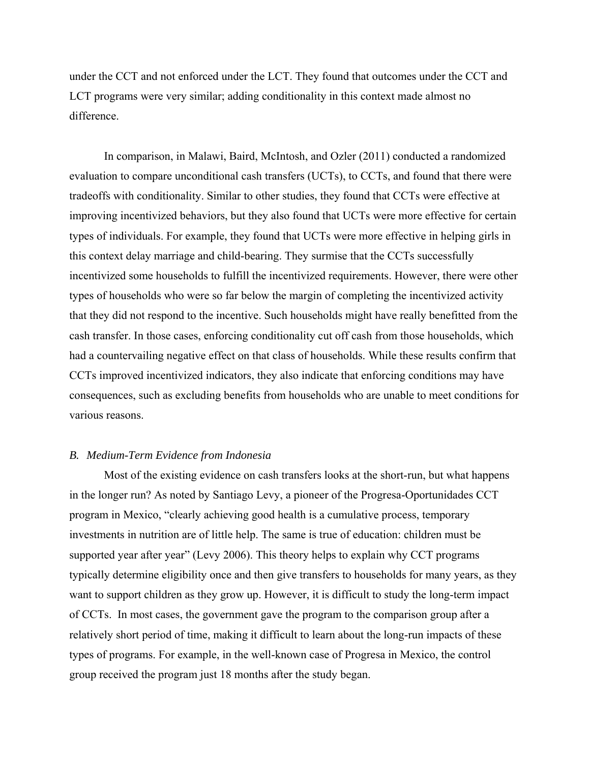under the CCT and not enforced under the LCT. They found that outcomes under the CCT and LCT programs were very similar; adding conditionality in this context made almost no difference.

In comparison, in Malawi, Baird, McIntosh, and Ozler (2011) conducted a randomized evaluation to compare unconditional cash transfers (UCTs), to CCTs, and found that there were tradeoffs with conditionality. Similar to other studies, they found that CCTs were effective at improving incentivized behaviors, but they also found that UCTs were more effective for certain types of individuals. For example, they found that UCTs were more effective in helping girls in this context delay marriage and child-bearing. They surmise that the CCTs successfully incentivized some households to fulfill the incentivized requirements. However, there were other types of households who were so far below the margin of completing the incentivized activity that they did not respond to the incentive. Such households might have really benefitted from the cash transfer. In those cases, enforcing conditionality cut off cash from those households, which had a countervailing negative effect on that class of households. While these results confirm that CCTs improved incentivized indicators, they also indicate that enforcing conditions may have consequences, such as excluding benefits from households who are unable to meet conditions for various reasons.

### *B. Medium-Term Evidence from Indonesia*

Most of the existing evidence on cash transfers looks at the short-run, but what happens in the longer run? As noted by Santiago Levy, a pioneer of the Progresa-Oportunidades CCT program in Mexico, "clearly achieving good health is a cumulative process, temporary investments in nutrition are of little help. The same is true of education: children must be supported year after year" (Levy 2006). This theory helps to explain why CCT programs typically determine eligibility once and then give transfers to households for many years, as they want to support children as they grow up. However, it is difficult to study the long-term impact of CCTs. In most cases, the government gave the program to the comparison group after a relatively short period of time, making it difficult to learn about the long-run impacts of these types of programs. For example, in the well-known case of Progresa in Mexico, the control group received the program just 18 months after the study began.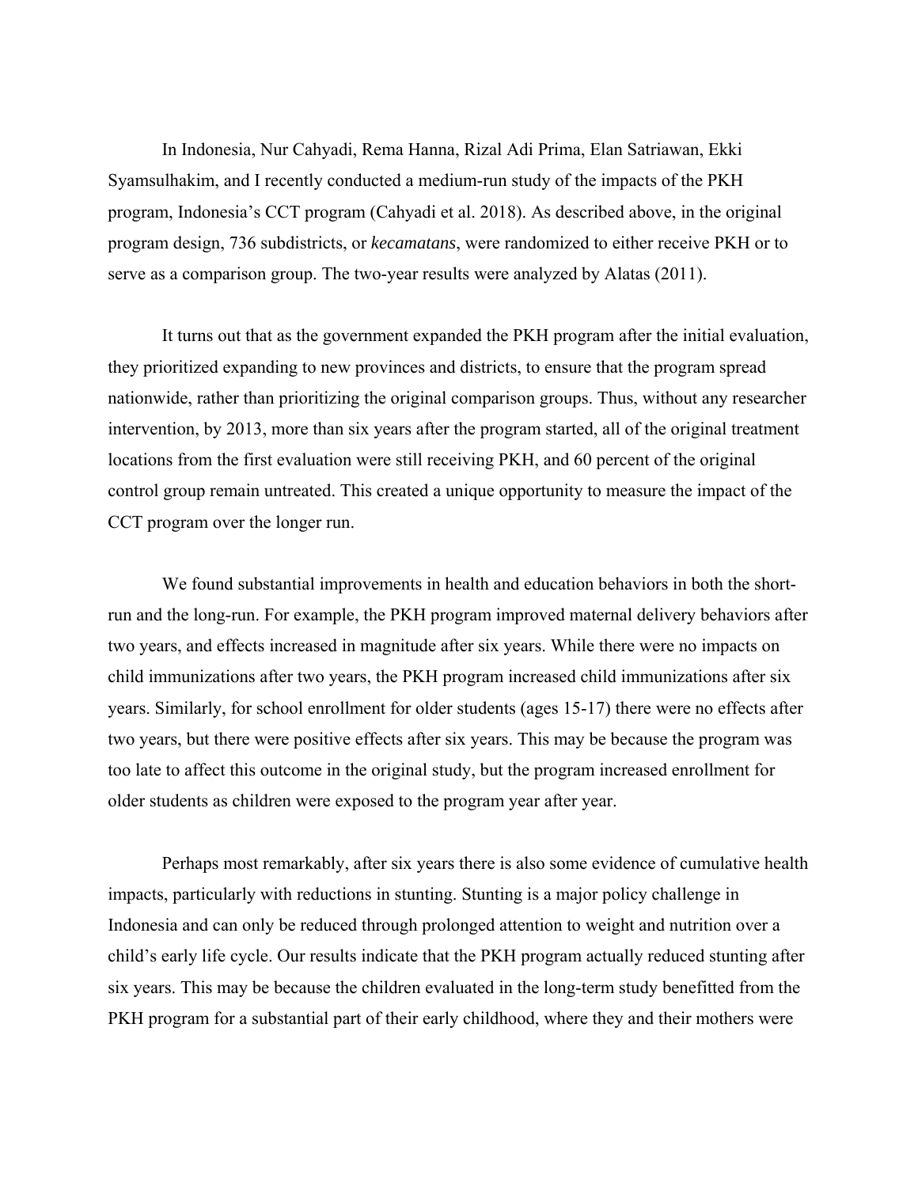In Indonesia, Nur Cahyadi, Rema Hanna, Rizal Adi Prima, Elan Satriawan, Ekki Syamsulhakim, and I recently conducted a medium-run study of the impacts of the PKH program, Indonesia's CCT program (Cahyadi et al. 2018). As described above, in the original program design, 736 subdistricts, or *kecamatans*, were randomized to either receive PKH or to serve as a comparison group. The two-year results were analyzed by Alatas (2011).

It turns out that as the government expanded the PKH program after the initial evaluation, they prioritized expanding to new provinces and districts, to ensure that the program spread nationwide, rather than prioritizing the original comparison groups. Thus, without any researcher intervention, by 2013, more than six years after the program started, all of the original treatment locations from the first evaluation were still receiving PKH, and 60 percent of the original control group remain untreated. This created a unique opportunity to measure the impact of the CCT program over the longer run.

We found substantial improvements in health and education behaviors in both the short-run and the long-run. For example, the PKH program improved maternal delivery behaviors after two years, and effects increased in magnitude after six years. While there were no impacts on child immunizations after two years, the PKH program increased child immunizations after six years. Similarly, for school enrollment for older students (ages 15-17) there were no effects after two years, but there were positive effects after six years. This may be because the program was too late to affect this outcome in the original study, but the program increased enrollment for older students as children were exposed to the program year after year.

Perhaps most remarkably, after six years there is also some evidence of cumulative health impacts, particularly with reductions in stunting. Stunting is a major policy challenge in Indonesia and can only be reduced through prolonged attention to weight and nutrition over a child's early life cycle. Our results indicate that the PKH program actually reduced stunting after six years. This may be because the children evaluated in the long-term study benefitted from the PKH program for a substantial part of their early childhood, where they and their mothers were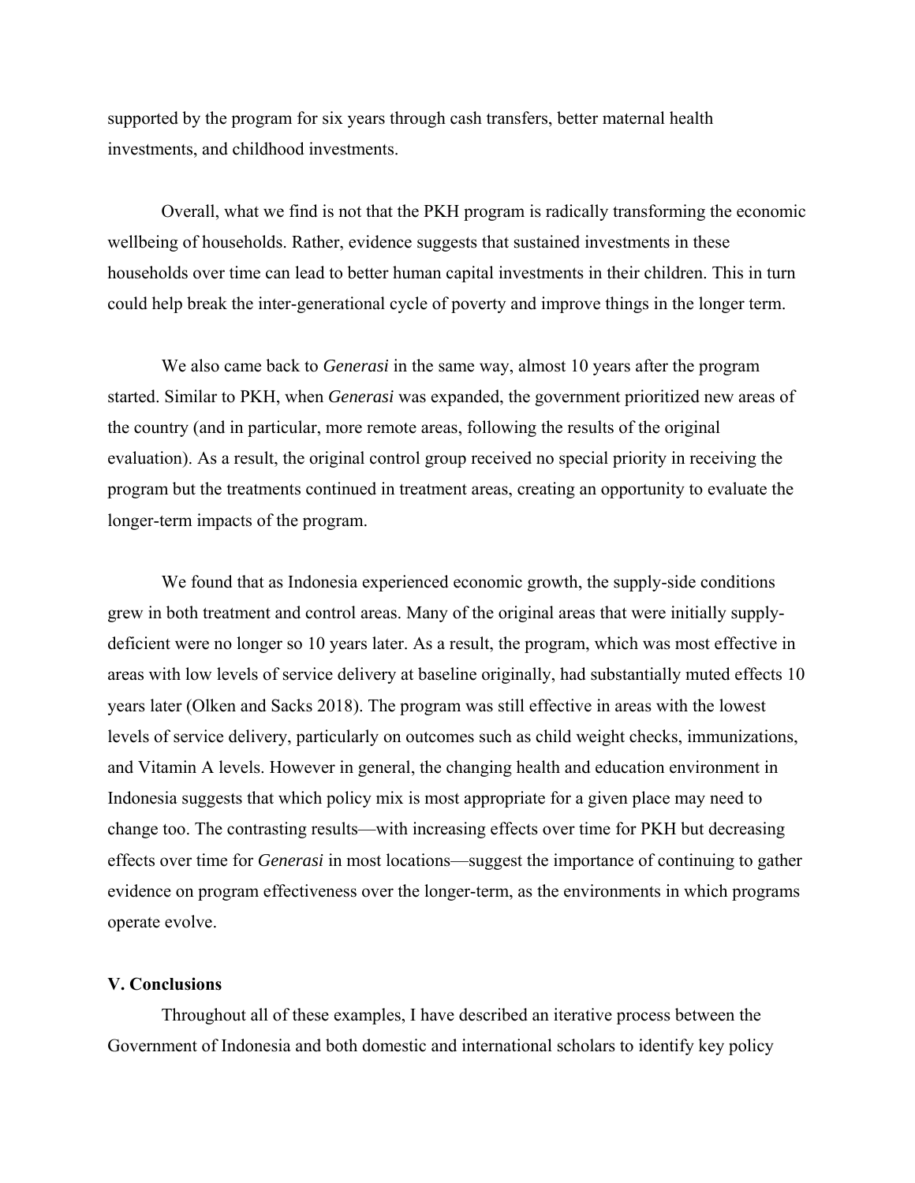supported by the program for six years through cash transfers, better maternal health investments, and childhood investments.

Overall, what we find is not that the PKH program is radically transforming the economic wellbeing of households. Rather, evidence suggests that sustained investments in these households over time can lead to better human capital investments in their children. This in turn could help break the inter-generational cycle of poverty and improve things in the longer term.

We also came back to *Generasi* in the same way, almost 10 years after the program started. Similar to PKH, when *Generasi* was expanded, the government prioritized new areas of the country (and in particular, more remote areas, following the results of the original evaluation). As a result, the original control group received no special priority in receiving the program but the treatments continued in treatment areas, creating an opportunity to evaluate the longer-term impacts of the program.

We found that as Indonesia experienced economic growth, the supply-side conditions grew in both treatment and control areas. Many of the original areas that were initially supply-deficient were no longer so 10 years later. As a result, the program, which was most effective in areas with low levels of service delivery at baseline originally, had substantially muted effects 10 years later (Olken and Sacks 2018). The program was still effective in areas with the lowest levels of service delivery, particularly on outcomes such as child weight checks, immunizations, and Vitamin A levels. However in general, the changing health and education environment in Indonesia suggests that which policy mix is most appropriate for a given place may need to change too. The contrasting results—with increasing effects over time for PKH but decreasing effects over time for *Generasi* in most locations—suggest the importance of continuing to gather evidence on program effectiveness over the longer-term, as the environments in which programs operate evolve.

## V. Conclusions

Throughout all of these examples, I have described an iterative process between the Government of Indonesia and both domestic and international scholars to identify key policy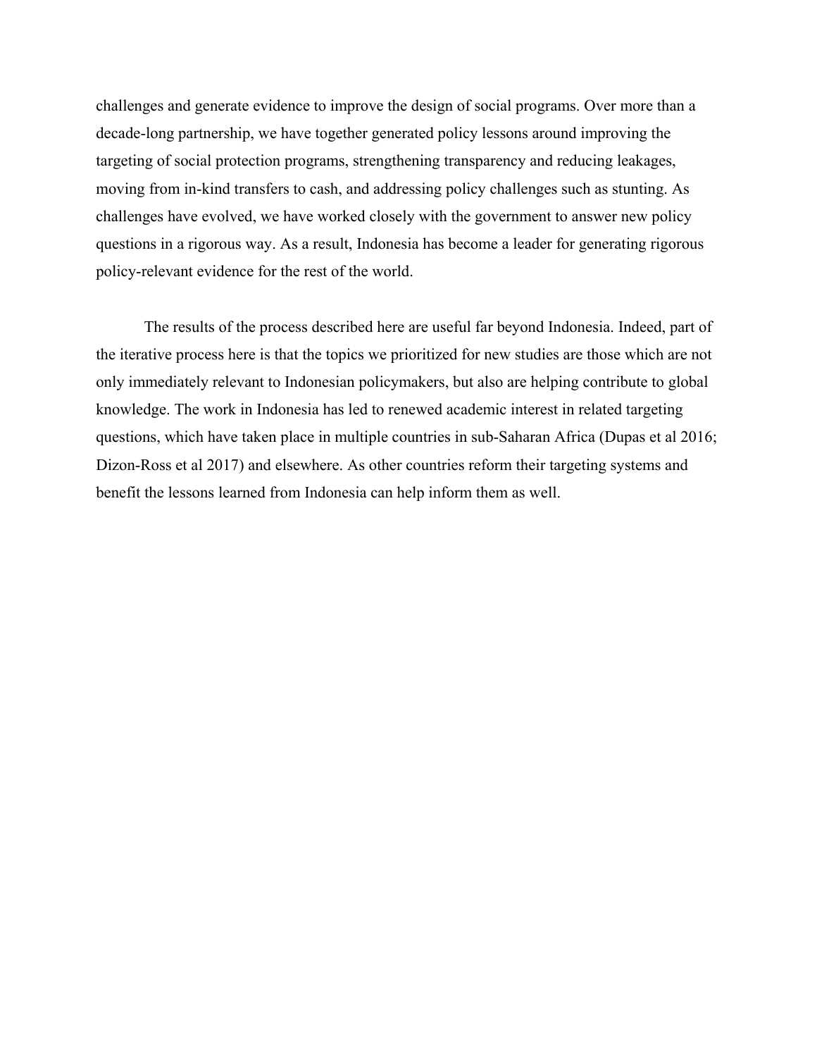challenges and generate evidence to improve the design of social programs. Over more than a decade-long partnership, we have together generated policy lessons around improving the targeting of social protection programs, strengthening transparency and reducing leakages, moving from in-kind transfers to cash, and addressing policy challenges such as stunting. As challenges have evolved, we have worked closely with the government to answer new policy questions in a rigorous way. As a result, Indonesia has become a leader for generating rigorous policy-relevant evidence for the rest of the world.

The results of the process described here are useful far beyond Indonesia. Indeed, part of the iterative process here is that the topics we prioritized for new studies are those which are not only immediately relevant to Indonesian policymakers, but also are helping contribute to global knowledge. The work in Indonesia has led to renewed academic interest in related targeting questions, which have taken place in multiple countries in sub-Saharan Africa (Dupas et al 2016; Dizon-Ross et al 2017) and elsewhere. As other countries reform their targeting systems and benefit the lessons learned from Indonesia can help inform them as well.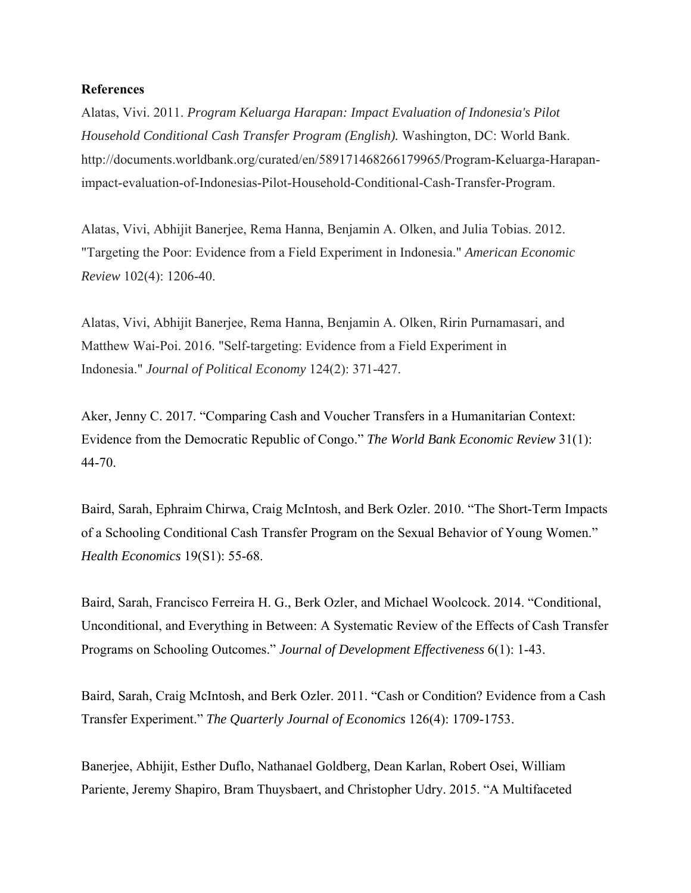**References**

Alatas, Vivi. 2011. *Program Keluarga Harapan: Impact Evaluation of Indonesia's Pilot Household Conditional Cash Transfer Program (English).* Washington, DC: World Bank. http://documents.worldbank.org/curated/en/589171468266179965/Program-Keluarga-Harapan-impact-evaluation-of-Indonesias-Pilot-Household-Conditional-Cash-Transfer-Program.

Alatas, Vivi, Abhijit Banerjee, Rema Hanna, Benjamin A. Olken, and Julia Tobias. 2012. "Targeting the Poor: Evidence from a Field Experiment in Indonesia." *American Economic Review* 102(4): 1206-40.

Alatas, Vivi, Abhijit Banerjee, Rema Hanna, Benjamin A. Olken, Ririn Purnamasari, and Matthew Wai-Poi. 2016. "Self-targeting: Evidence from a Field Experiment in Indonesia." *Journal of Political Economy* 124(2): 371-427.

Aker, Jenny C. 2017. "Comparing Cash and Voucher Transfers in a Humanitarian Context: Evidence from the Democratic Republic of Congo." *The World Bank Economic Review* 31(1): 44-70.

Baird, Sarah, Ephraim Chirwa, Craig McIntosh, and Berk Ozler. 2010. "The Short-Term Impacts of a Schooling Conditional Cash Transfer Program on the Sexual Behavior of Young Women." *Health Economics* 19(S1): 55-68.

Baird, Sarah, Francisco Ferreira H. G., Berk Ozler, and Michael Woolcock. 2014. "Conditional, Unconditional, and Everything in Between: A Systematic Review of the Effects of Cash Transfer Programs on Schooling Outcomes." *Journal of Development Effectiveness* 6(1): 1-43.

Baird, Sarah, Craig McIntosh, and Berk Ozler. 2011. "Cash or Condition? Evidence from a Cash Transfer Experiment." *The Quarterly Journal of Economics* 126(4): 1709-1753.

Banerjee, Abhijit, Esther Duflo, Nathanael Goldberg, Dean Karlan, Robert Osei, William Pariente, Jeremy Shapiro, Bram Thuysbaert, and Christopher Udry. 2015. "A Multifaceted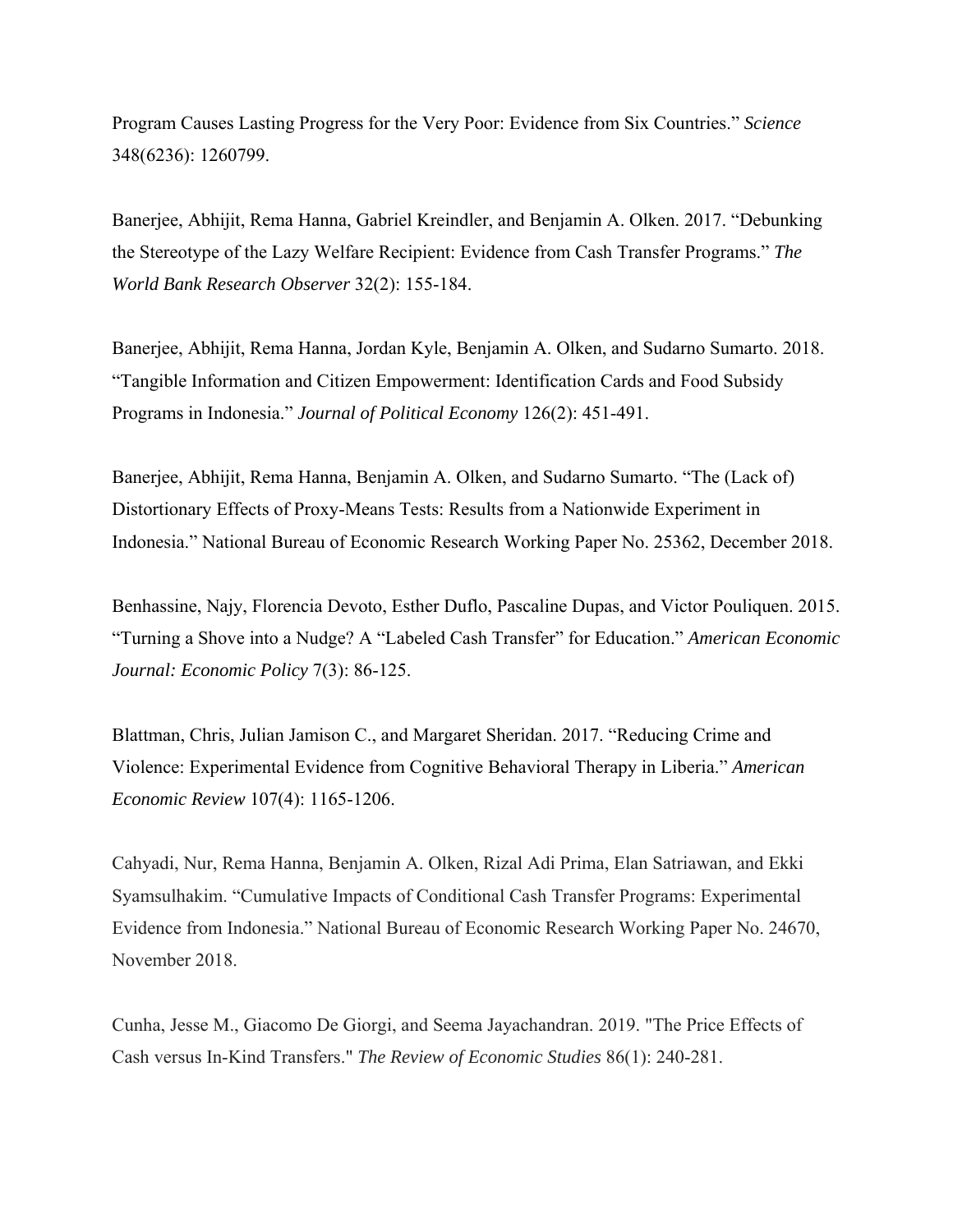Program Causes Lasting Progress for the Very Poor: Evidence from Six Countries." *Science* 348(6236): 1260799.

Banerjee, Abhijit, Rema Hanna, Gabriel Kreindler, and Benjamin A. Olken. 2017. "Debunking the Stereotype of the Lazy Welfare Recipient: Evidence from Cash Transfer Programs." *The World Bank Research Observer* 32(2): 155-184.

Banerjee, Abhijit, Rema Hanna, Jordan Kyle, Benjamin A. Olken, and Sudarno Sumarto. 2018. "Tangible Information and Citizen Empowerment: Identification Cards and Food Subsidy Programs in Indonesia." *Journal of Political Economy* 126(2): 451-491.

Banerjee, Abhijit, Rema Hanna, Benjamin A. Olken, and Sudarno Sumarto. "The (Lack of) Distortionary Effects of Proxy-Means Tests: Results from a Nationwide Experiment in Indonesia." National Bureau of Economic Research Working Paper No. 25362, December 2018.

Benhassine, Najy, Florencia Devoto, Esther Duflo, Pascaline Dupas, and Victor Pouliquen. 2015. "Turning a Shove into a Nudge? A "Labeled Cash Transfer" for Education." *American Economic Journal: Economic Policy* 7(3): 86-125.

Blattman, Chris, Julian Jamison C., and Margaret Sheridan. 2017. "Reducing Crime and Violence: Experimental Evidence from Cognitive Behavioral Therapy in Liberia." *American Economic Review* 107(4): 1165-1206.

Cahyadi, Nur, Rema Hanna, Benjamin A. Olken, Rizal Adi Prima, Elan Satriawan, and Ekki Syamsulhakim. "Cumulative Impacts of Conditional Cash Transfer Programs: Experimental Evidence from Indonesia." National Bureau of Economic Research Working Paper No. 24670, November 2018.

Cunha, Jesse M., Giacomo De Giorgi, and Seema Jayachandran. 2019. "The Price Effects of Cash versus In-Kind Transfers." *The Review of Economic Studies* 86(1): 240-281.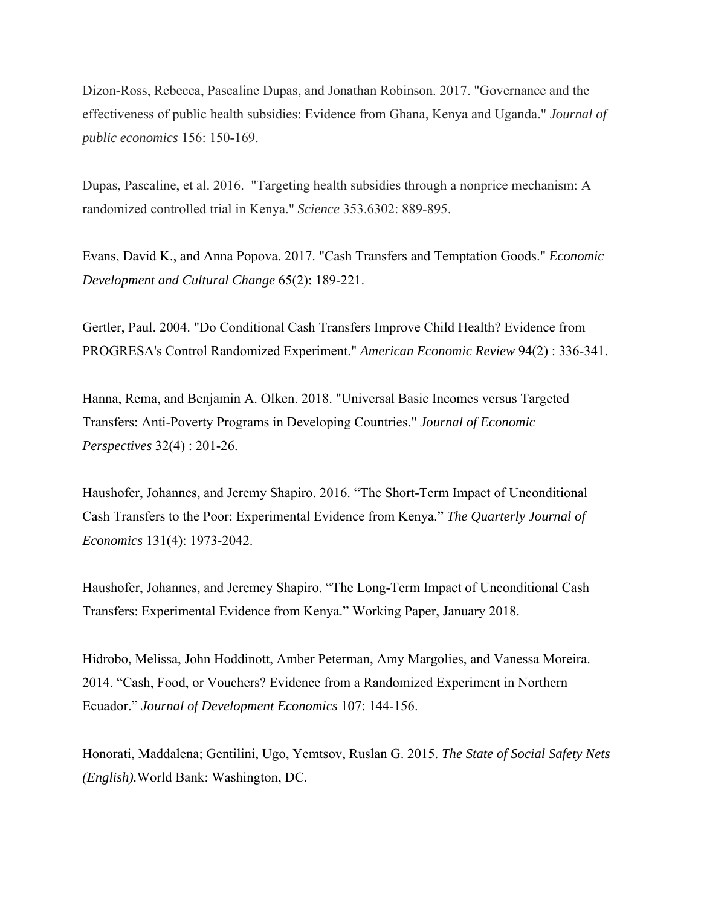Dizon-Ross, Rebecca, Pascaline Dupas, and Jonathan Robinson. 2017. "Governance and the effectiveness of public health subsidies: Evidence from Ghana, Kenya and Uganda." *Journal of public economics* 156: 150-169.

Dupas, Pascaline, et al. 2016. "Targeting health subsidies through a nonprice mechanism: A randomized controlled trial in Kenya." *Science* 353.6302: 889-895.

Evans, David K., and Anna Popova. 2017. "Cash Transfers and Temptation Goods." *Economic Development and Cultural Change* 65(2): 189-221.

Gertler, Paul. 2004. "Do Conditional Cash Transfers Improve Child Health? Evidence from PROGRESA's Control Randomized Experiment." *American Economic Review* 94(2) : 336-341.

Hanna, Rema, and Benjamin A. Olken. 2018. "Universal Basic Incomes versus Targeted Transfers: Anti-Poverty Programs in Developing Countries." *Journal of Economic Perspectives* 32(4) : 201-26.

Haushofer, Johannes, and Jeremy Shapiro. 2016. "The Short-Term Impact of Unconditional Cash Transfers to the Poor: Experimental Evidence from Kenya." *The Quarterly Journal of Economics* 131(4): 1973-2042.

Haushofer, Johannes, and Jeremey Shapiro. "The Long-Term Impact of Unconditional Cash Transfers: Experimental Evidence from Kenya." Working Paper, January 2018.

Hidrobo, Melissa, John Hoddinott, Amber Peterman, Amy Margolies, and Vanessa Moreira. 2014. "Cash, Food, or Vouchers? Evidence from a Randomized Experiment in Northern Ecuador." *Journal of Development Economics* 107: 144-156.

Honorati, Maddalena; Gentilini, Ugo, Yemtsov, Ruslan G. 2015. *The State of Social Safety Nets (English).* World Bank: Washington, DC.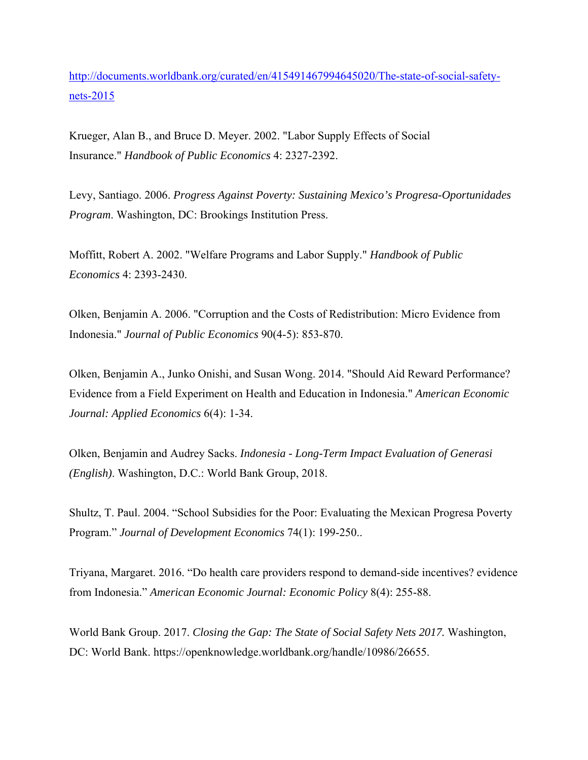http://documents.worldbank.org/curated/en/415491467994645020/The-state-of-social-safety-nets-2015

Krueger, Alan B., and Bruce D. Meyer. 2002. "Labor Supply Effects of Social Insurance." *Handbook of Public Economics* 4: 2327-2392.

Levy, Santiago. 2006. *Progress Against Poverty: Sustaining Mexico's Progresa-Oportunidades Program*. Washington, DC: Brookings Institution Press.

Moffitt, Robert A. 2002. "Welfare Programs and Labor Supply." *Handbook of Public Economics* 4: 2393-2430.

Olken, Benjamin A. 2006. "Corruption and the Costs of Redistribution: Micro Evidence from Indonesia." *Journal of Public Economics* 90(4-5): 853-870.

Olken, Benjamin A., Junko Onishi, and Susan Wong. 2014. "Should Aid Reward Performance? Evidence from a Field Experiment on Health and Education in Indonesia." *American Economic Journal: Applied Economics* 6(4): 1-34.

Olken, Benjamin and Audrey Sacks. *Indonesia - Long-Term Impact Evaluation of Generasi (English)*. Washington, D.C.: World Bank Group, 2018.

Shultz, T. Paul. 2004. "School Subsidies for the Poor: Evaluating the Mexican Progresa Poverty Program." *Journal of Development Economics* 74(1): 199-250..

Triyana, Margaret. 2016. "Do health care providers respond to demand-side incentives? evidence from Indonesia." *American Economic Journal: Economic Policy* 8(4): 255-88.

World Bank Group. 2017. *Closing the Gap: The State of Social Safety Nets 2017.* Washington, DC: World Bank. https://openknowledge.worldbank.org/handle/10986/26655.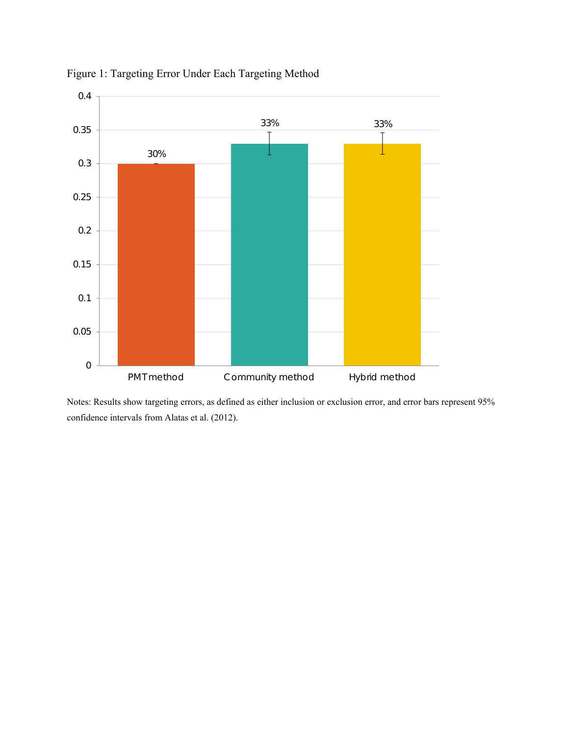Figure 1: Targeting Error Under Each Targeting Method

Notes: Results show targeting errors, as defined as either inclusion or exclusion error, and error bars represent 95% confidence intervals from Alatas et al. (2012).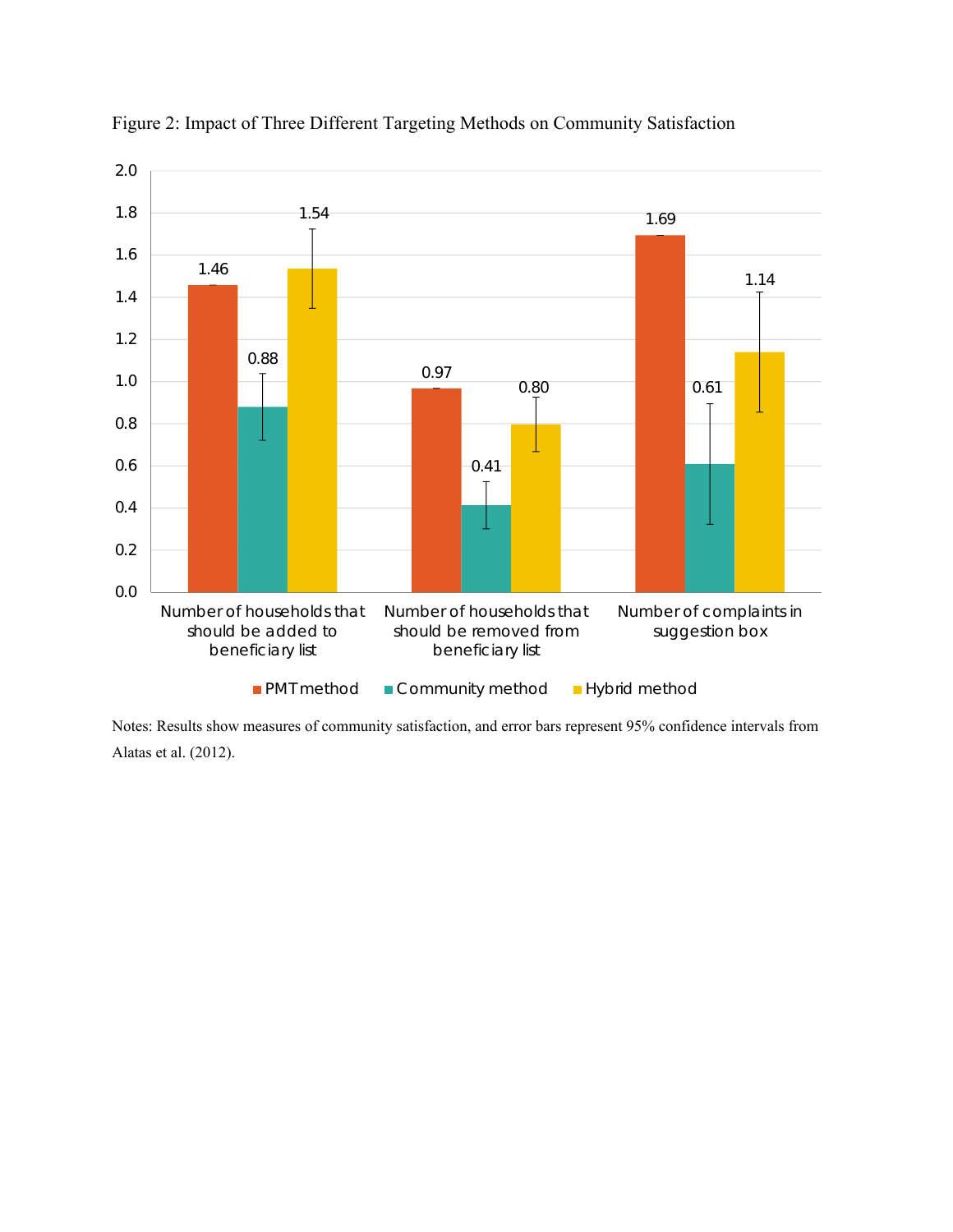Figure 2: Impact of Three Different Targeting Methods on Community Satisfaction

| | PMT method | Community method | Hybrid method |
|---|---|---|---|
| Number of households that should be added to beneficiary list | 1.46 | 0.88 | 1.54 |
| Number of households that should be removed from beneficiary list | 0.97 | 0.41 | 0.80 |
| Number of complaints in suggestion box | 1.69 | 0.61 | 1.14 |

Notes: Results show measures of community satisfaction, and error bars represent 95% confidence intervals from Alatas et al. (2012).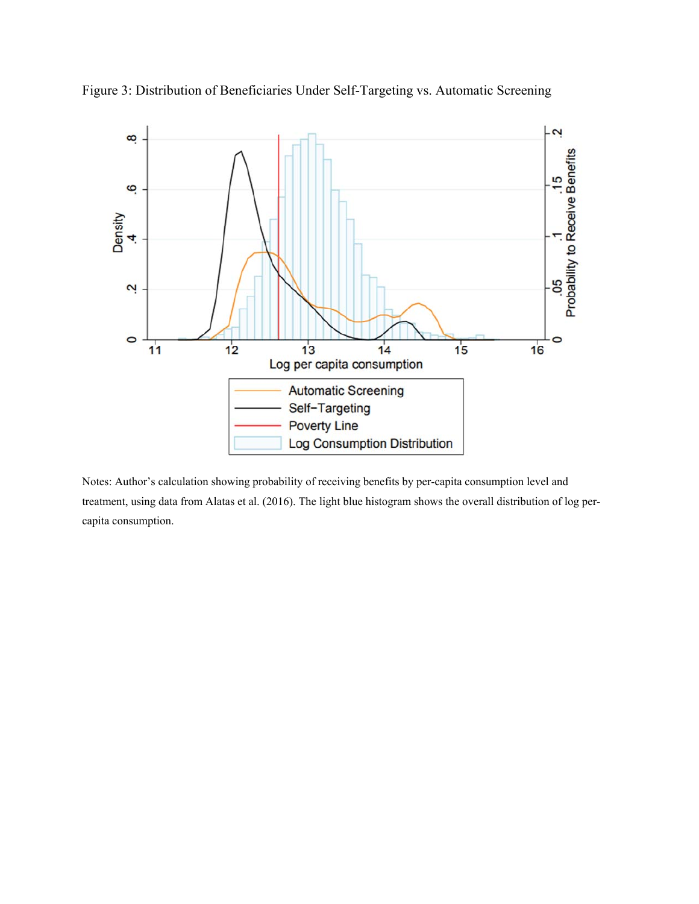Figure 3: Distribution of Beneficiaries Under Self-Targeting vs. Automatic Screening

Notes: Author's calculation showing probability of receiving benefits by per-capita consumption level and treatment, using data from Alatas et al. (2016). The light blue histogram shows the overall distribution of log per-capita consumption.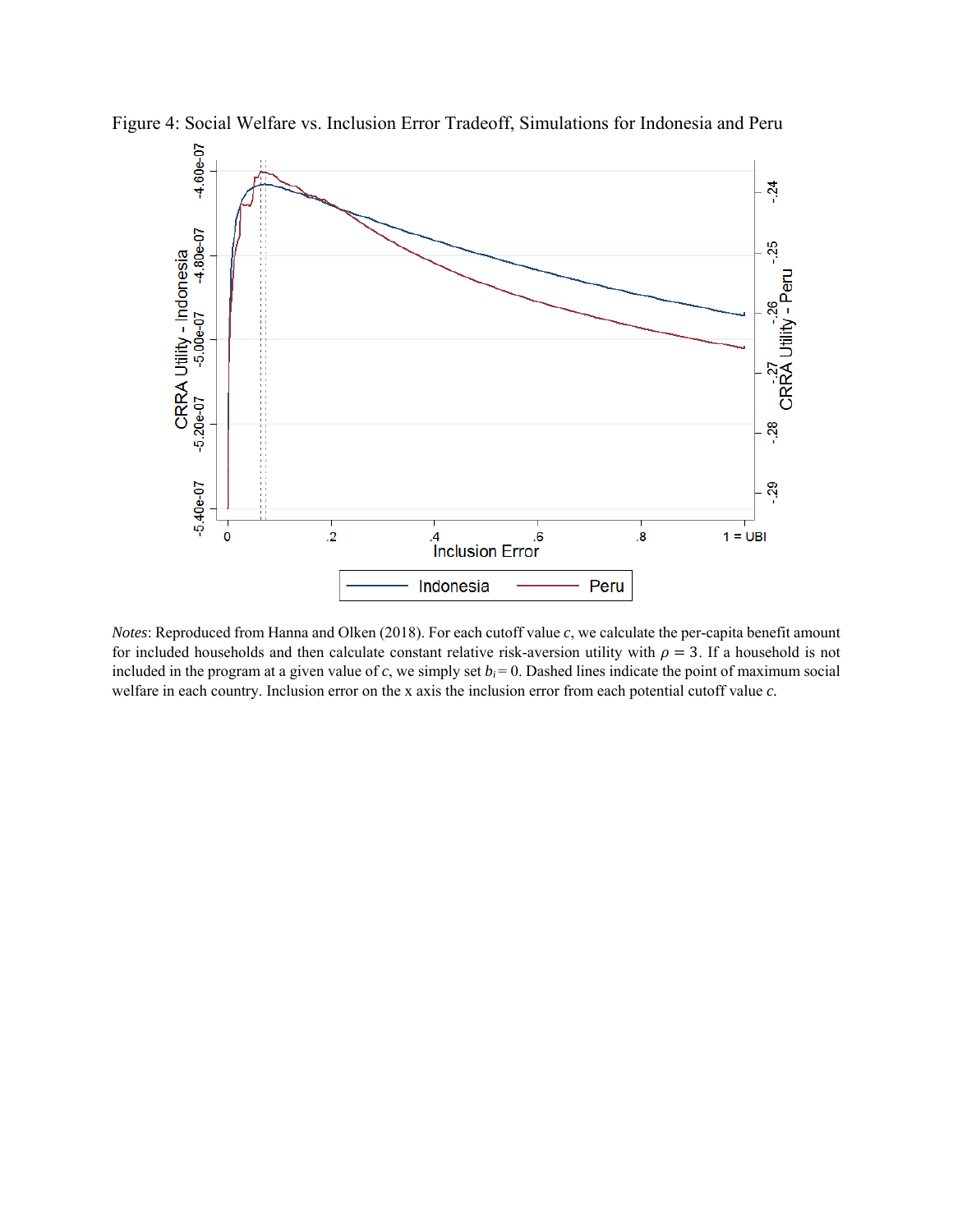Figure 4: Social Welfare vs. Inclusion Error Tradeoff, Simulations for Indonesia and Peru

*Notes*: Reproduced from Hanna and Olken (2018). For each cutoff value $c$, we calculate the per-capita benefit amount for included households and then calculate constant relative risk-aversion utility with $\rho = 3$. If a household is not included in the program at a given value of $c$, we simply set $b_i = 0$. Dashed lines indicate the point of maximum social welfare in each country. Inclusion error on the x axis the inclusion error from each potential cutoff value $c$.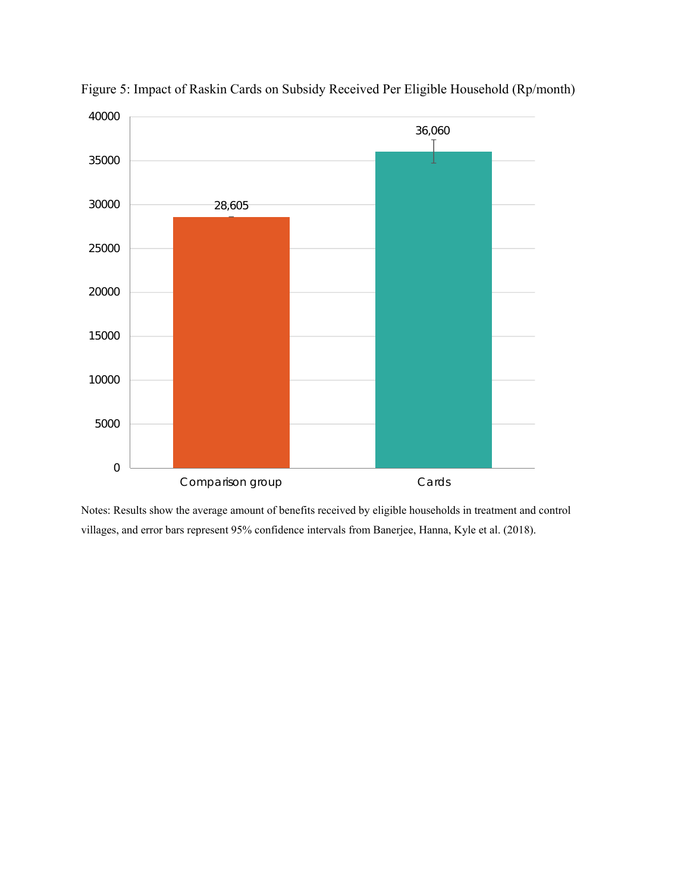Figure 5: Impact of Raskin Cards on Subsidy Received Per Eligible Household (Rp/month)

40000
35000
30000
25000
20000
15000
10000
5000
0

28,605
36,060

Comparison group
Cards

Notes: Results show the average amount of benefits received by eligible households in treatment and control villages, and error bars represent 95% confidence intervals from Banerjee, Hanna, Kyle et al. (2018).